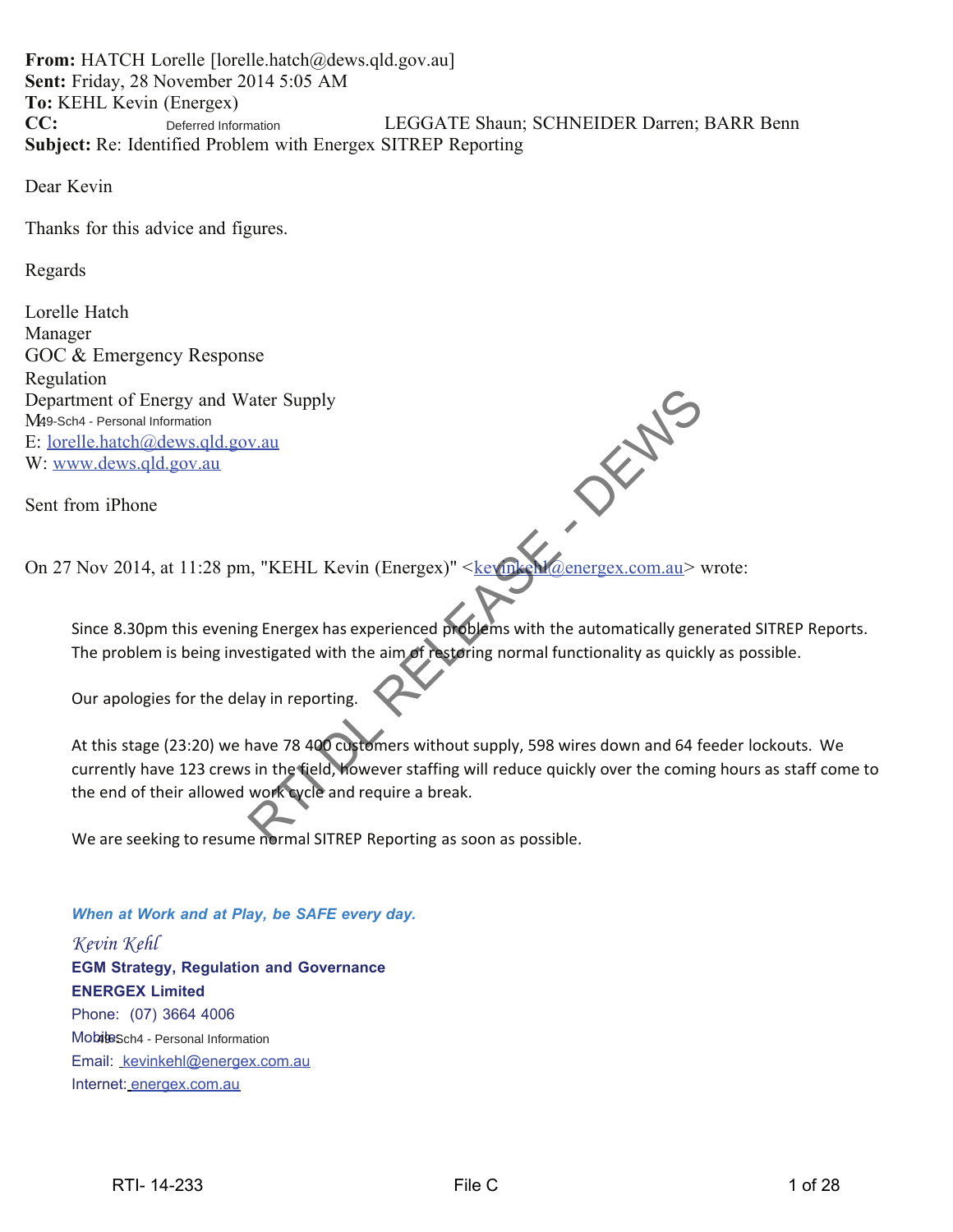**From:** HATCH Lorelle [lorelle.hatch@dews.qld.gov.au]
**Sent:** Friday, 28 November 2014 5:05 AM
**To:** KEHL Kevin (Energex)
**CC:** Deferred Information LEGGATE Shaun; SCHNEIDER Darren; BARR Benn
**Subject:** Re: Identified Problem with Energex SITREP Reporting

Dear Kevin

Thanks for this advice and figures.

Regards

Lorelle Hatch
Manager
GOC & Emergency Response
Regulation
Department of Energy and Water Supply
M: 49-Sch4 - Personal Information
E: lorelle.hatch@dews.qld.gov.au
W: www.dews.qld.gov.au

Sent from iPhone

On 27 Nov 2014, at 11:28 pm, "KEHL Kevin (Energex)" <kevinkehl@energex.com.au> wrote:

> Since 8.30pm this evening Energex has experienced problems with the automatically generated SITREP Reports. The problem is being investigated with the aim of restoring normal functionality as quickly as possible.
>
> Our apologies for the delay in reporting.
>
> At this stage (23:20) we have 78 400 customers without supply, 598 wires down and 64 feeder lockouts. We currently have 123 crews in the field, however staffing will reduce quickly over the coming hours as staff come to the end of their allowed work cycle and require a break.
>
> We are seeking to resume normal SITREP Reporting as soon as possible.
>
> ***When at Work and at Play, be SAFE every day.***
>
> *Kevin Kehl*
> **EGM Strategy, Regulation and Governance**
> **ENERGEX Limited**
> Phone: (07) 3664 4006
> Mobile: 49-Sch4 - Personal Information
> Email: kevinkehl@energex.com.au
> Internet: energex.com.au

RTI DL RELEASE - DEWS

RTI- 14-233 File C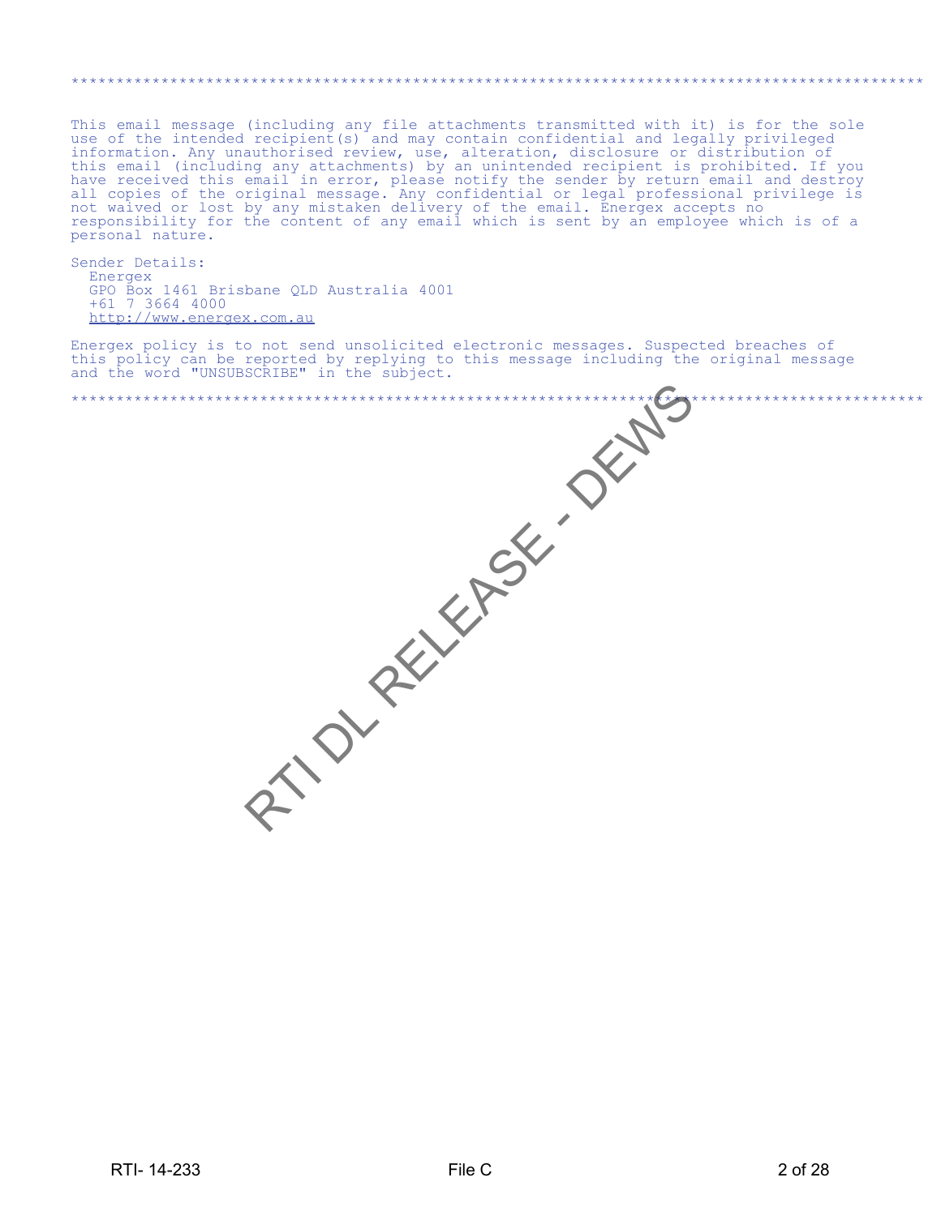*******************************************************************************************

This email message (including any file attachments transmitted with it) is for the sole use of the intended recipient(s) and may contain confidential and legally privileged information. Any unauthorised review, use, alteration, disclosure or distribution of this email (including any attachments) by an unintended recipient is prohibited. If you have received this email in error, please notify the sender by return email and destroy all copies of the original message. Any confidential or legal professional privilege is not waived or lost by any mistaken delivery of the email. Energex accepts no responsibility for the content of any email which is sent by an employee which is of a personal nature.

Sender Details:
  Energex
  GPO Box 1461 Brisbane QLD Australia 4001
  +61 7 3664 4000
  http://www.energex.com.au

Energex policy is to not send unsolicited electronic messages. Suspected breaches of this policy can be reported by replying to this message including the original message and the word "UNSUBSCRIBE" in the subject.

*******************************************************************************************

RTI DL RELEASE - DEWS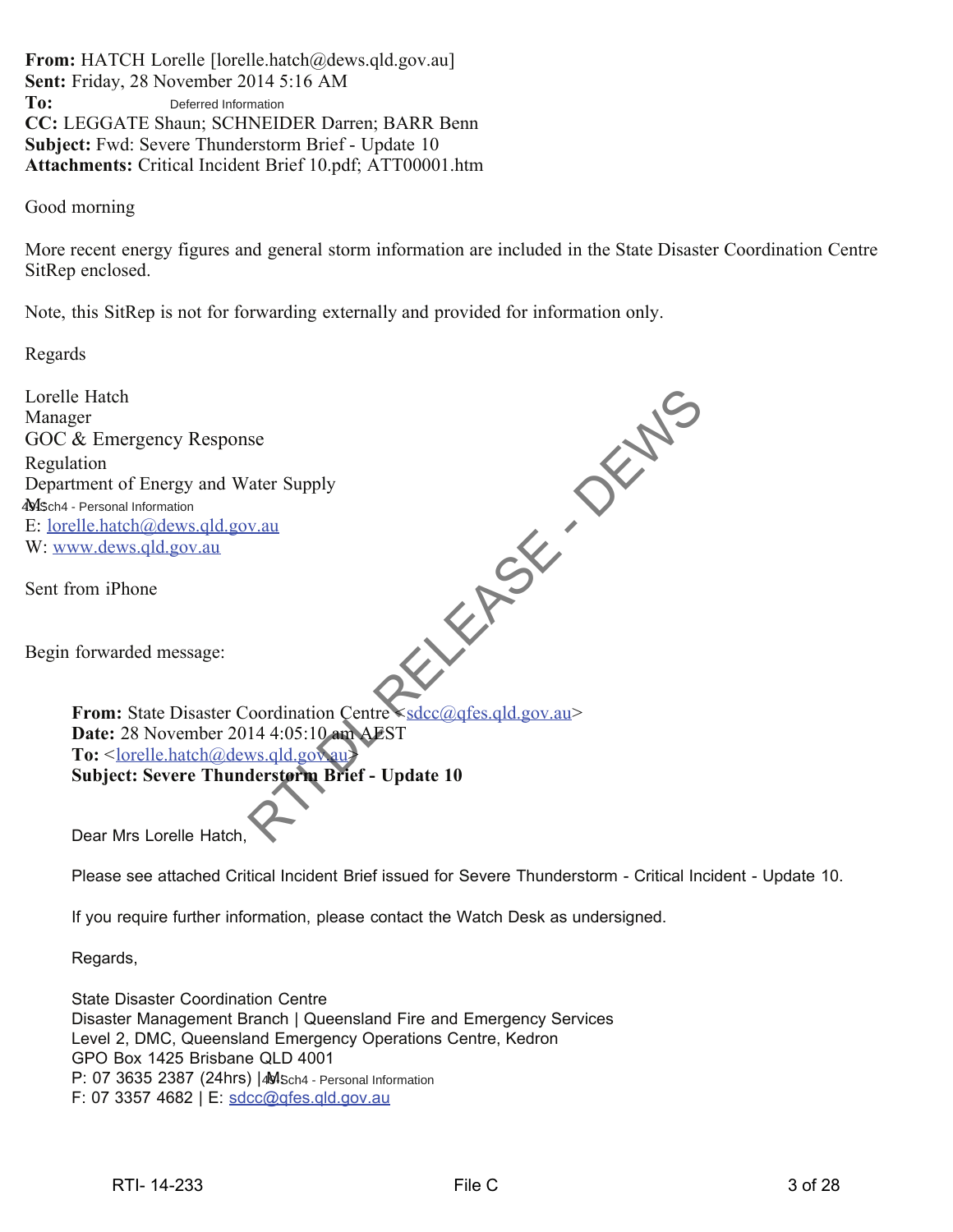**From:** HATCH Lorelle [lorelle.hatch@dews.qld.gov.au]
**Sent:** Friday, 28 November 2014 5:16 AM
**To:** Deferred Information
**CC:** LEGGATE Shaun; SCHNEIDER Darren; BARR Benn
**Subject:** Fwd: Severe Thunderstorm Brief - Update 10
**Attachments:** Critical Incident Brief 10.pdf; ATT00001.htm

Good morning

More recent energy figures and general storm information are included in the State Disaster Coordination Centre SitRep enclosed.

Note, this SitRep is not for forwarding externally and provided for information only.

Regards

Lorelle Hatch
Manager
GOC & Emergency Response
Regulation
Department of Energy and Water Supply
M: 49.Sch4 - Personal Information
E: lorelle.hatch@dews.qld.gov.au
W: www.dews.qld.gov.au

Sent from iPhone

Begin forwarded message:

> **From:** State Disaster Coordination Centre <sdcc@qfes.qld.gov.au>
> **Date:** 28 November 2014 4:05:10 am AEST
> **To:** <lorelle.hatch@dews.qld.gov.au>
> **Subject: Severe Thunderstorm Brief - Update 10**
>
> Dear Mrs Lorelle Hatch,
>
> Please see attached Critical Incident Brief issued for Severe Thunderstorm - Critical Incident - Update 10.
>
> If you require further information, please contact the Watch Desk as undersigned.
>
> Regards,
>
> State Disaster Coordination Centre
> Disaster Management Branch | Queensland Fire and Emergency Services
> Level 2, DMC, Queensland Emergency Operations Centre, Kedron
> GPO Box 1425 Brisbane QLD 4001
> P: 07 3635 2387 (24hrs) | M: 49.Sch4 - Personal Information
> F: 07 3357 4682 | E: sdcc@qfes.qld.gov.au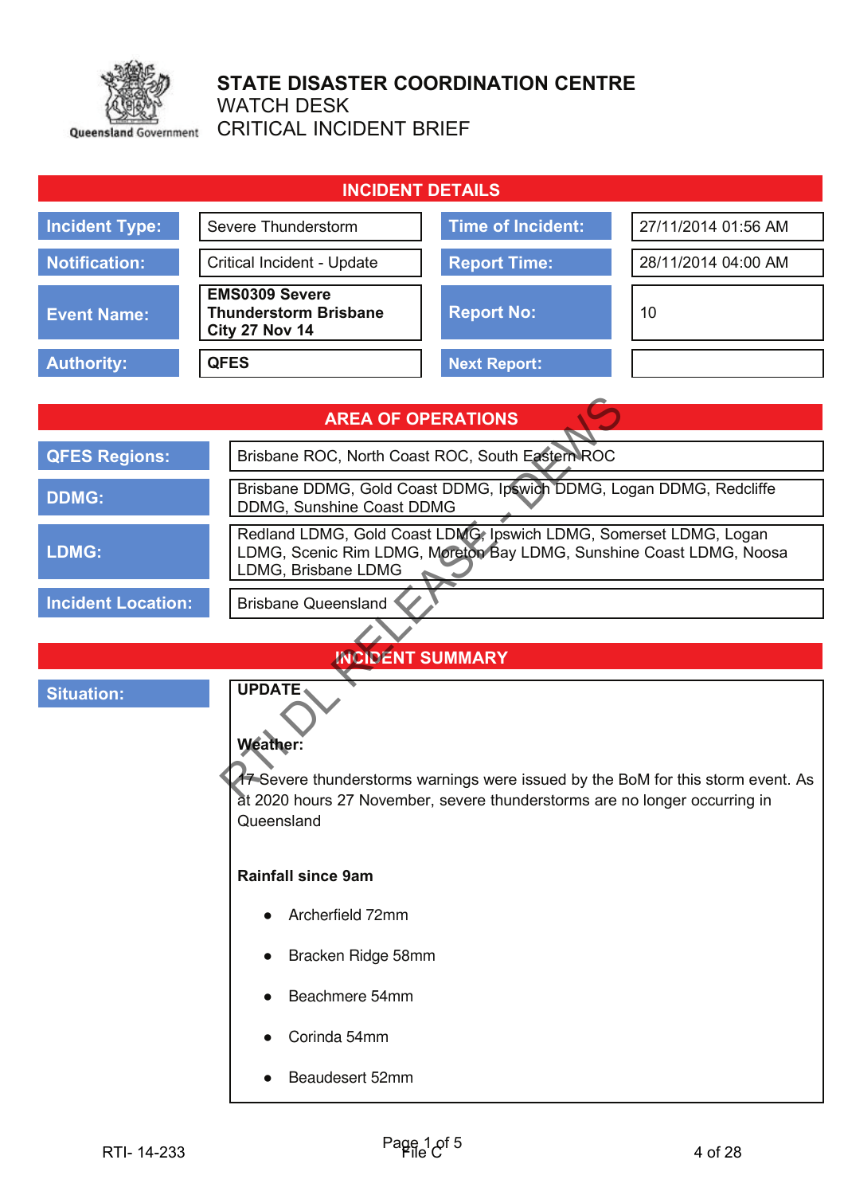# STATE DISASTER COORDINATION CENTRE

WATCH DESK

CRITICAL INCIDENT BRIEF

## INCIDENT DETAILS

| | | | |
|---|---|---|---|
| **Incident Type:** | Severe Thunderstorm | **Time of Incident:** | 27/11/2014 01:56 AM |
| **Notification:** | Critical Incident - Update | **Report Time:** | 28/11/2014 04:00 AM |
| **Event Name:** | **EMS0309 Severe Thunderstorm Brisbane City 27 Nov 14** | **Report No:** | 10 |
| **Authority:** | **QFES** | **Next Report:** | |

## AREA OF OPERATIONS

| | |
|---|---|
| **QFES Regions:** | Brisbane ROC, North Coast ROC, South Eastern ROC |
| **DDMG:** | Brisbane DDMG, Gold Coast DDMG, Ipswich DDMG, Logan DDMG, Redcliffe DDMG, Sunshine Coast DDMG |
| **LDMG:** | Redland LDMG, Gold Coast LDMG, Ipswich LDMG, Somerset LDMG, Logan LDMG, Scenic Rim LDMG, Moreton Bay LDMG, Sunshine Coast LDMG, Noosa LDMG, Brisbane LDMG |
| **Incident Location:** | Brisbane Queensland |

## INCIDENT SUMMARY

**Situation:**

**UPDATE**

**Weather:**

17 Severe thunderstorms warnings were issued by the BoM for this storm event. As at 2020 hours 27 November, severe thunderstorms are no longer occurring in Queensland

**Rainfall since 9am**

- Archerfield 72mm
- Bracken Ridge 58mm
- Beachmere 54mm
- Corinda 54mm
- Beaudesert 52mm

RTI DL RELEASE - DEWS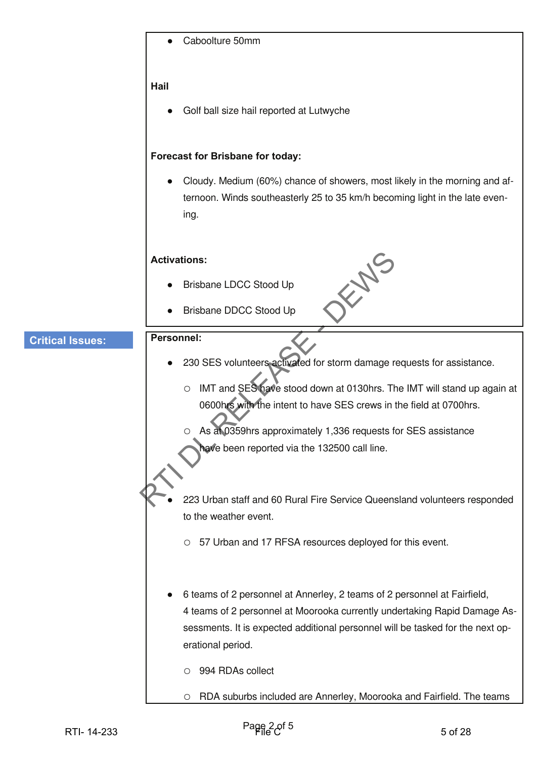- Caboolture 50mm

**Hail**

- Golf ball size hail reported at Lutwyche

**Forecast for Brisbane for today:**

- Cloudy. Medium (60%) chance of showers, most likely in the morning and afternoon. Winds southeasterly 25 to 35 km/h becoming light in the late evening.

**Activations:**

- Brisbane LDCC Stood Up
- Brisbane DDCC Stood Up

**Critical Issues:**

**Personnel:**

- 230 SES volunteers activated for storm damage requests for assistance.
  - IMT and SES have stood down at 0130hrs. The IMT will stand up again at 0600hrs with the intent to have SES crews in the field at 0700hrs.
  - As at 0359hrs approximately 1,336 requests for SES assistance have been reported via the 132500 call line.
- 223 Urban staff and 60 Rural Fire Service Queensland volunteers responded to the weather event.
  - 57 Urban and 17 RFSA resources deployed for this event.
- 6 teams of 2 personnel at Annerley, 2 teams of 2 personnel at Fairfield, 4 teams of 2 personnel at Moorooka currently undertaking Rapid Damage Assessments. It is expected additional personnel will be tasked for the next operational period.
  - 994 RDAs collect
  - RDA suburbs included are Annerley, Moorooka and Fairfield. The teams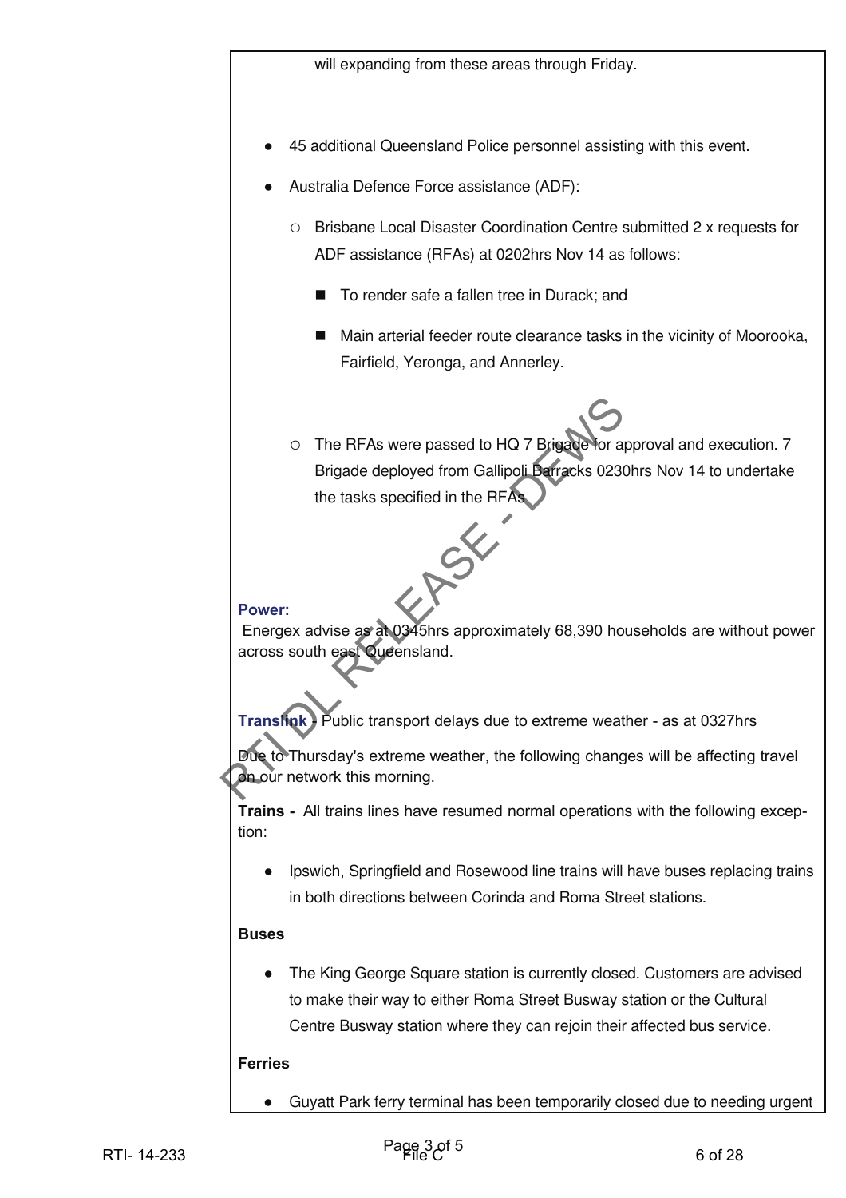will expanding from these areas through Friday.

- 45 additional Queensland Police personnel assisting with this event.
- Australia Defence Force assistance (ADF):
  - Brisbane Local Disaster Coordination Centre submitted 2 x requests for ADF assistance (RFAs) at 0202hrs Nov 14 as follows:
    - To render safe a fallen tree in Durack; and
    - Main arterial feeder route clearance tasks in the vicinity of Moorooka, Fairfield, Yeronga, and Annerley.
  - The RFAs were passed to HQ 7 Brigade for approval and execution. 7 Brigade deployed from Gallipoli Barracks 0230hrs Nov 14 to undertake the tasks specified in the RFAs

**Power:**
Energex advise as at 0345hrs approximately 68,390 households are without power across south east Queensland.

**Translink** - Public transport delays due to extreme weather - as at 0327hrs

Due to Thursday's extreme weather, the following changes will be affecting travel on our network this morning.

**Trains -** All trains lines have resumed normal operations with the following exception:

- Ipswich, Springfield and Rosewood line trains will have buses replacing trains in both directions between Corinda and Roma Street stations.

**Buses**

- The King George Square station is currently closed. Customers are advised to make their way to either Roma Street Busway station or the Cultural Centre Busway station where they can rejoin their affected bus service.

**Ferries**

- Guyatt Park ferry terminal has been temporarily closed due to needing urgent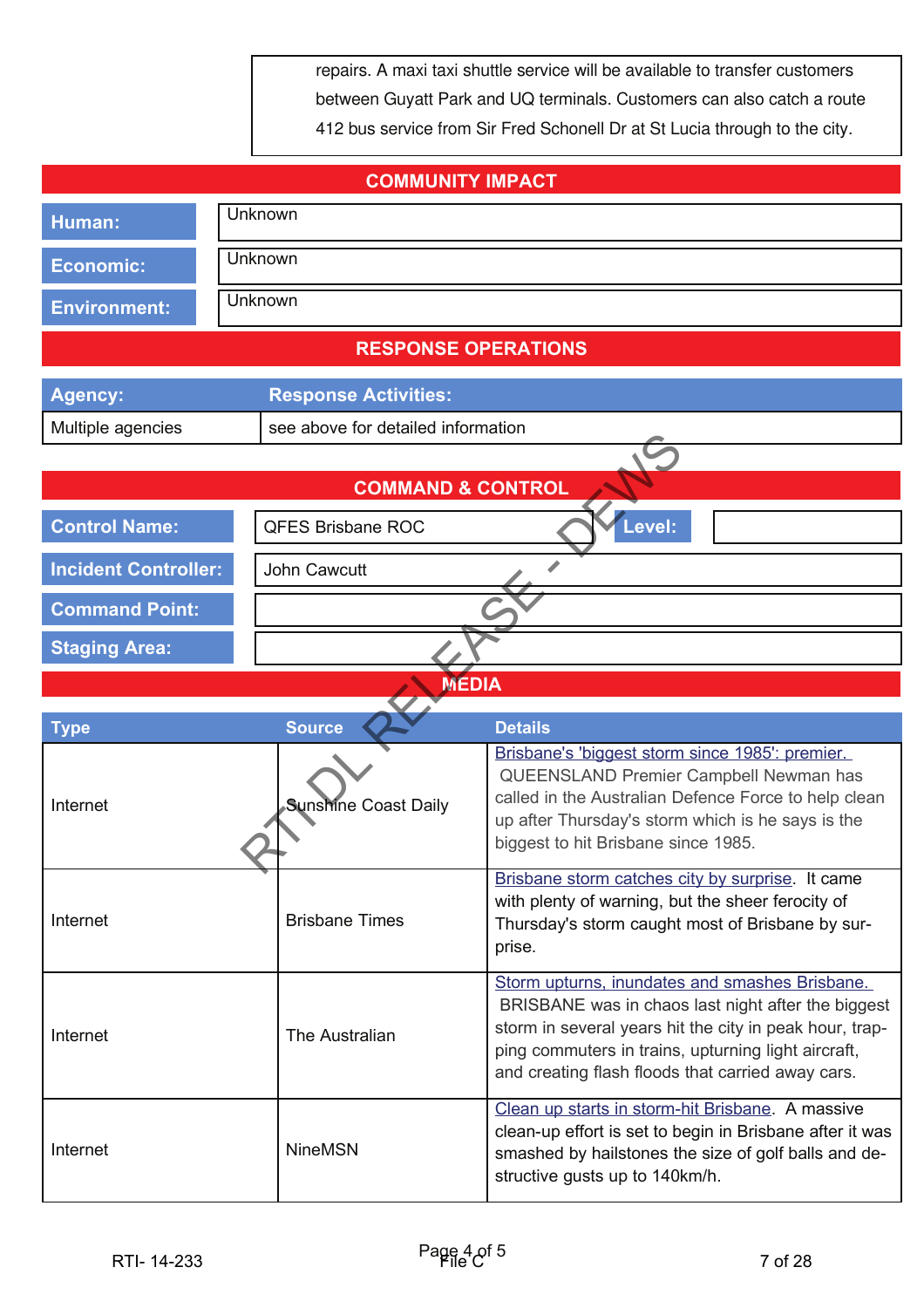| | |
|---|---|
| | repairs. A maxi taxi shuttle service will be available to transfer customers between Guyatt Park and UQ terminals. Customers can also catch a route 412 bus service from Sir Fred Schonell Dr at St Lucia through to the city. |

## COMMUNITY IMPACT

| | |
|---|---|
| **Human:** | Unknown |
| **Economic:** | Unknown |
| **Environment:** | Unknown |

## RESPONSE OPERATIONS

| Agency: | Response Activities: |
|---|---|
| Multiple agencies | see above for detailed information |

## COMMAND & CONTROL

| | | | |
|---|---|---|---|
| **Control Name:** | QFES Brisbane ROC | **Level:** | |
| **Incident Controller:** | John Cawcutt | | |
| **Command Point:** | | | |
| **Staging Area:** | | | |

RTI DL RELEASE - DEWS

## MEDIA

| Type | Source | Details |
|---|---|---|
| Internet | Sunshine Coast Daily | Brisbane's 'biggest storm since 1985': premier. QUEENSLAND Premier Campbell Newman has called in the Australian Defence Force to help clean up after Thursday's storm which is he says is the biggest to hit Brisbane since 1985. |
| Internet | Brisbane Times | Brisbane storm catches city by surprise. It came with plenty of warning, but the sheer ferocity of Thursday's storm caught most of Brisbane by surprise. |
| Internet | The Australian | Storm upturns, inundates and smashes Brisbane. BRISBANE was in chaos last night after the biggest storm in several years hit the city in peak hour, trapping commuters in trains, upturning light aircraft, and creating flash floods that carried away cars. |
| Internet | NineMSN | Clean up starts in storm-hit Brisbane. A massive clean-up effort is set to begin in Brisbane after it was smashed by hailstones the size of golf balls and destructive gusts up to 140km/h. |

RTI- 14-233 File C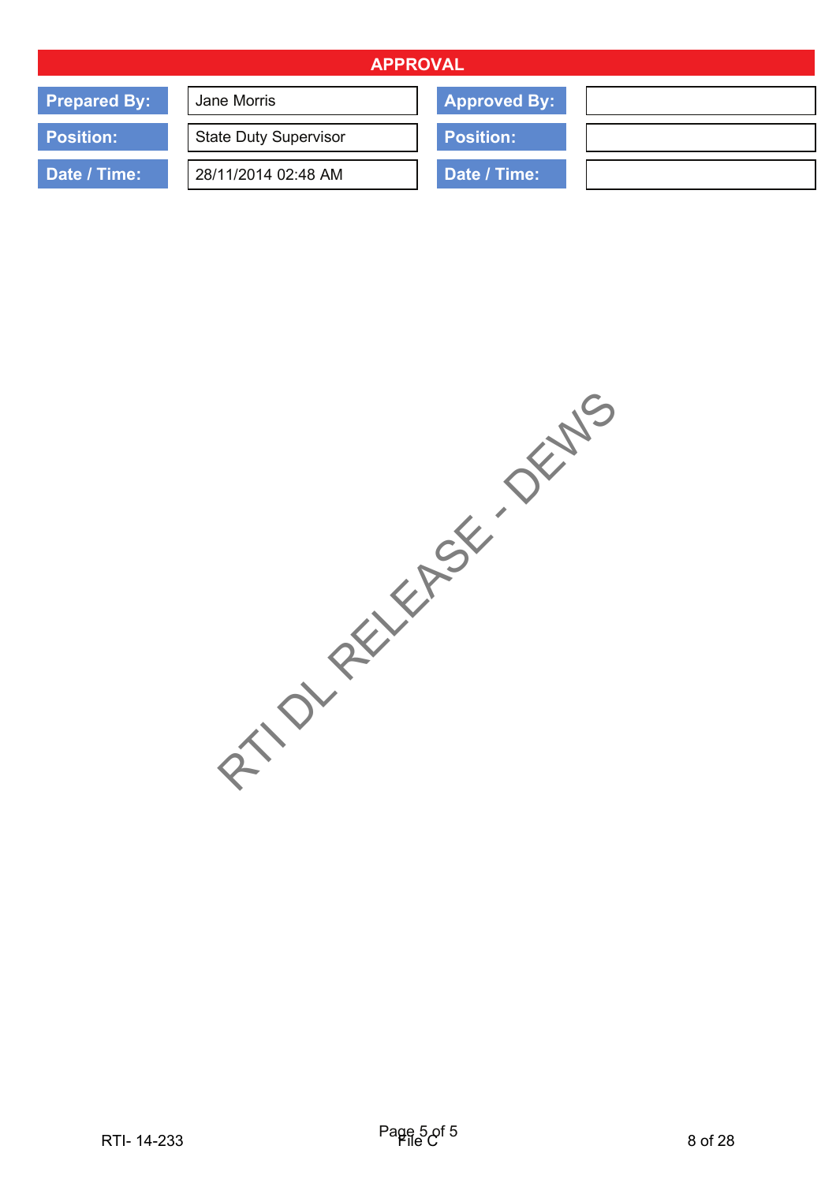## APPROVAL

| | | | |
|---|---|---|---|
| **Prepared By:** | Jane Morris | **Approved By:** | |
| **Position:** | State Duty Supervisor | **Position:** | |
| **Date / Time:** | 28/11/2014 02:48 AM | **Date / Time:** | |

RTI DL RELEASE - DEWS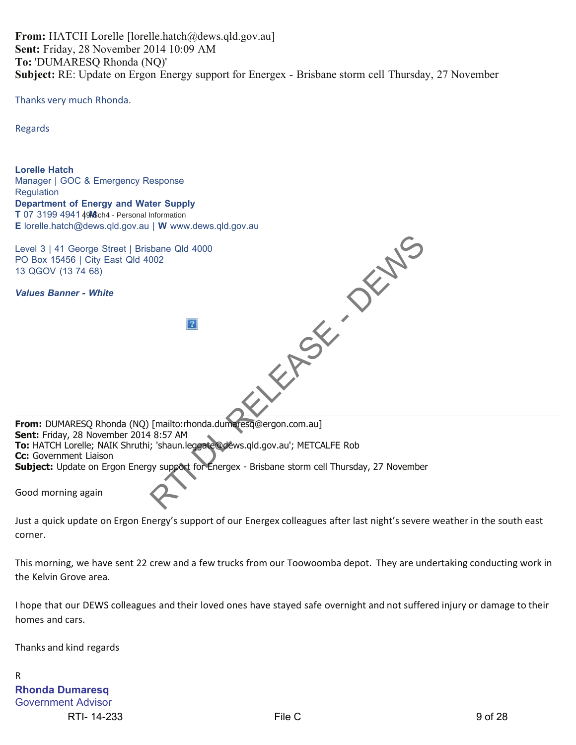**From:** HATCH Lorelle [lorelle.hatch@dews.qld.gov.au]
**Sent:** Friday, 28 November 2014 10:09 AM
**To:** 'DUMARESQ Rhonda (NQ)'
**Subject:** RE: Update on Ergon Energy support for Energex - Brisbane storm cell Thursday, 27 November

Thanks very much Rhonda.

Regards

**Lorelle Hatch**
Manager | GOC & Emergency Response
Regulation
**Department of Energy and Water Supply**
**T** 07 3199 4941 | **M** Sch4 - Personal Information
**E** lorelle.hatch@dews.qld.gov.au | **W** www.dews.qld.gov.au

Level 3 | 41 George Street | Brisbane Qld 4000
PO Box 15456 | City East Qld 4002
13 QGOV (13 74 68)

***Values Banner - White***

RTI DL RELEASE - DEWS

**From:** DUMARESQ Rhonda (NQ) [mailto:rhonda.dumaresq@ergon.com.au]
**Sent:** Friday, 28 November 2014 8:57 AM
**To:** HATCH Lorelle; NAIK Shruthi; 'shaun.leggate@dews.qld.gov.au'; METCALFE Rob
**Cc:** Government Liaison
**Subject:** Update on Ergon Energy support for Energex - Brisbane storm cell Thursday, 27 November

Good morning again

Just a quick update on Ergon Energy's support of our Energex colleagues after last night's severe weather in the south east corner.

This morning, we have sent 22 crew and a few trucks from our Toowoomba depot. They are undertaking conducting work in the Kelvin Grove area.

I hope that our DEWS colleagues and their loved ones have stayed safe overnight and not suffered injury or damage to their homes and cars.

Thanks and kind regards

R
**Rhonda Dumaresq**
Government Advisor

RTI- 14-233 File C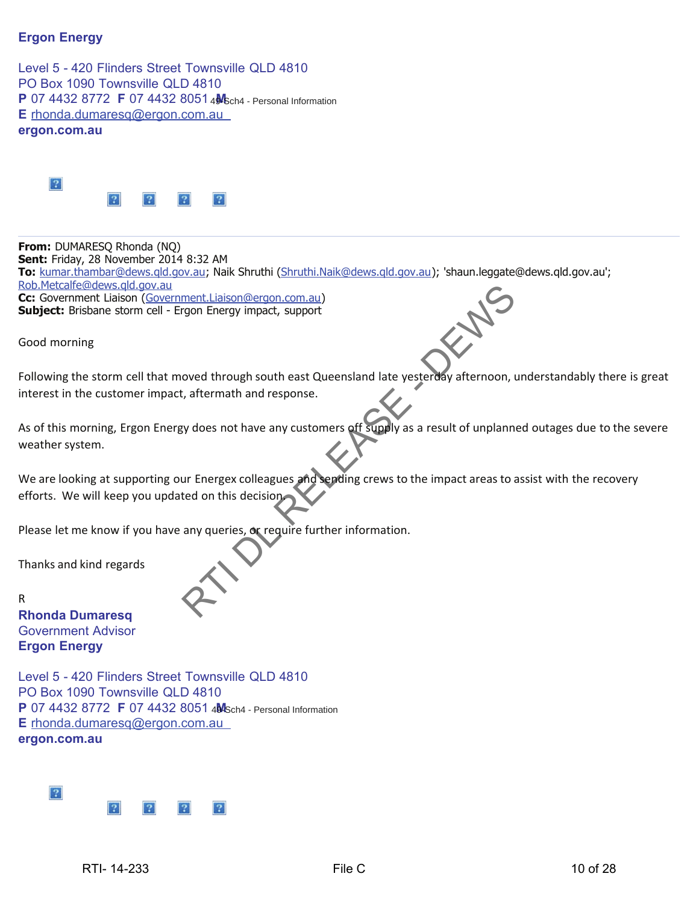**Ergon Energy**

Level 5 - 420 Flinders Street Townsville QLD 4810
PO Box 1090 Townsville QLD 4810
**P** 07 4432 8772 **F** 07 4432 8051 **M** 49 Sch4 - Personal Information
**E** rhonda.dumaresq@ergon.com.au
**ergon.com.au**

---

**From:** DUMARESQ Rhonda (NQ)
**Sent:** Friday, 28 November 2014 8:32 AM
**To:** kumar.thambar@dews.qld.gov.au; Naik Shruthi (Shruthi.Naik@dews.qld.gov.au); 'shaun.leggate@dews.qld.gov.au'; Rob.Metcalfe@dews.qld.gov.au
**Cc:** Government Liaison (Government.Liaison@ergon.com.au)
**Subject:** Brisbane storm cell - Ergon Energy impact, support

Good morning

Following the storm cell that moved through south east Queensland late yesterday afternoon, understandably there is great interest in the customer impact, aftermath and response.

As of this morning, Ergon Energy does not have any customers off supply as a result of unplanned outages due to the severe weather system.

We are looking at supporting our Energex colleagues and sending crews to the impact areas to assist with the recovery efforts. We will keep you updated on this decision.

Please let me know if you have any queries, or require further information.

Thanks and kind regards

R

**Rhonda Dumaresq**
Government Advisor
**Ergon Energy**

Level 5 - 420 Flinders Street Townsville QLD 4810
PO Box 1090 Townsville QLD 4810
**P** 07 4432 8772 **F** 07 4432 8051 **M** 49 Sch4 - Personal Information
**E** rhonda.dumaresq@ergon.com.au
**ergon.com.au**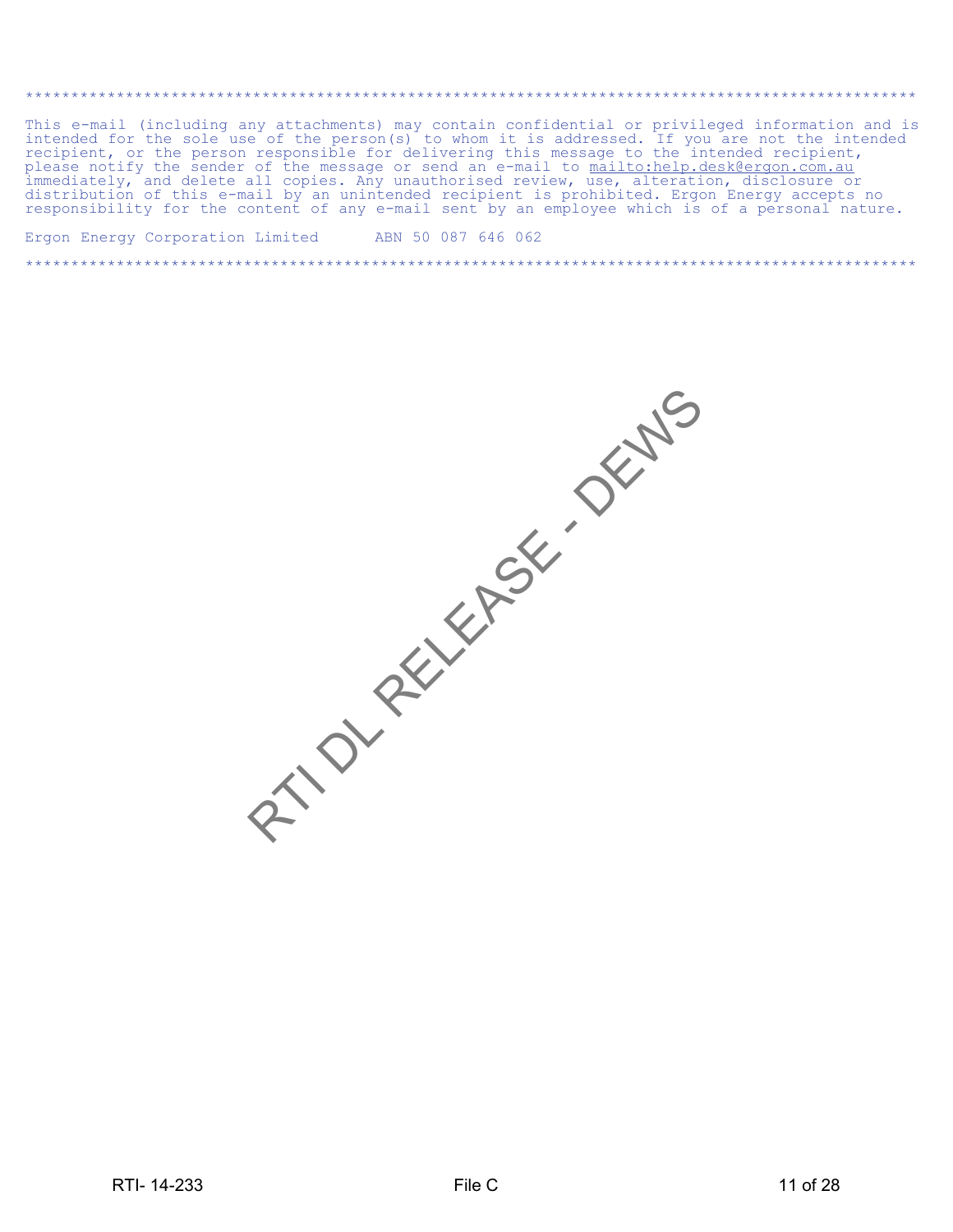**********************************************************************************************

This e-mail (including any attachments) may contain confidential or privileged information and is intended for the sole use of the person(s) to whom it is addressed. If you are not the intended recipient, or the person responsible for delivering this message to the intended recipient, please notify the sender of the message or send an e-mail to mailto:help.desk@ergon.com.au immediately, and delete all copies. Any unauthorised review, use, alteration, disclosure or distribution of this e-mail by an unintended recipient is prohibited. Ergon Energy accepts no responsibility for the content of any e-mail sent by an employee which is of a personal nature.

Ergon Energy Corporation Limited     ABN 50 087 646 062

**********************************************************************************************

RTI DL RELEASE - DEWS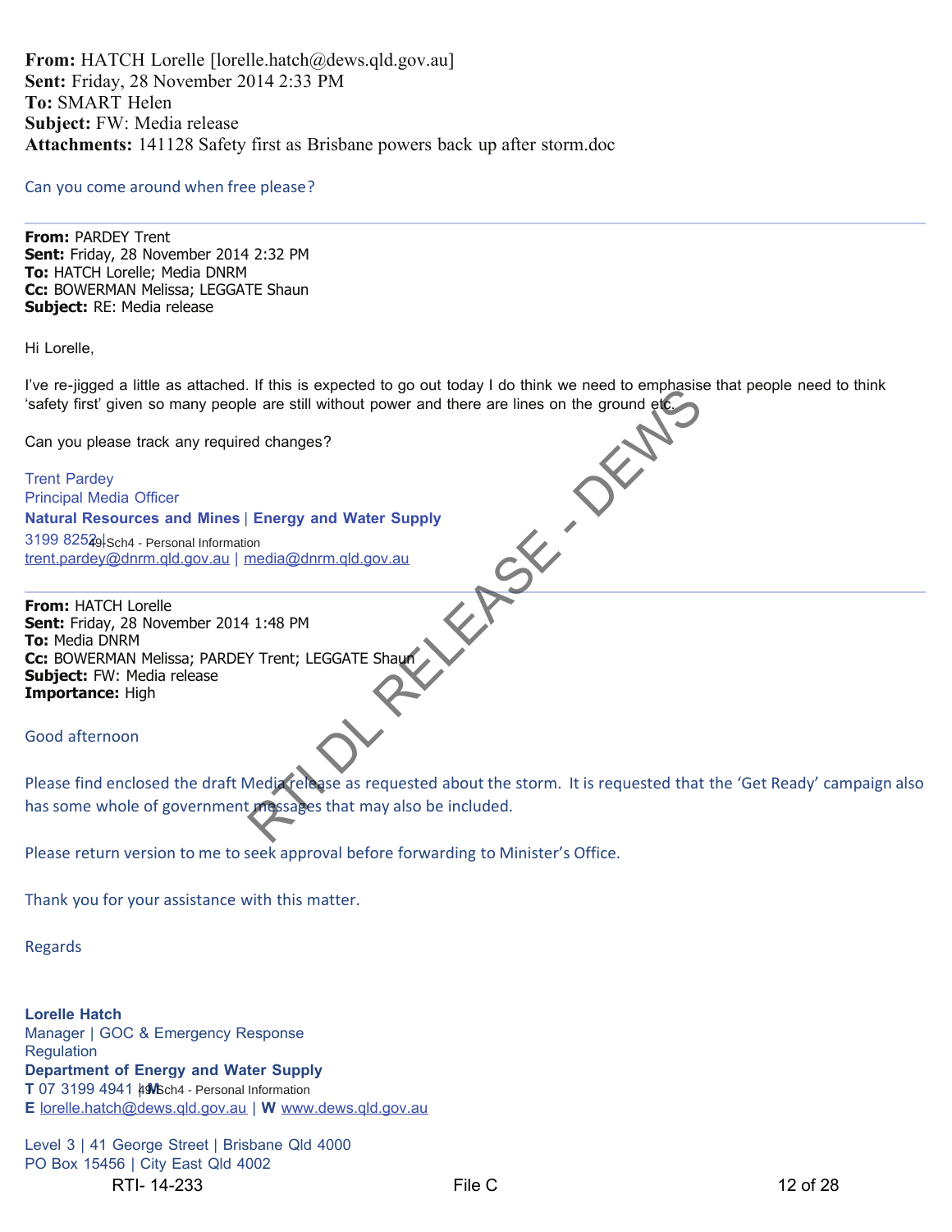**From:** HATCH Lorelle [lorelle.hatch@dews.qld.gov.au]
**Sent:** Friday, 28 November 2014 2:33 PM
**To:** SMART Helen
**Subject:** FW: Media release
**Attachments:** 141128 Safety first as Brisbane powers back up after storm.doc

Can you come around when free please?

---

**From:** PARDEY Trent
**Sent:** Friday, 28 November 2014 2:32 PM
**To:** HATCH Lorelle; Media DNRM
**Cc:** BOWERMAN Melissa; LEGGATE Shaun
**Subject:** RE: Media release

Hi Lorelle,

I've re-jigged a little as attached. If this is expected to go out today I do think we need to emphasise that people need to think 'safety first' given so many people are still without power and there are lines on the ground etc.

Can you please track any required changes?

Trent Pardey
Principal Media Officer
**Natural Resources and Mines** | **Energy and Water Supply**
3199 8252 | 49-Sch4 - Personal Information
trent.pardey@dnrm.qld.gov.au | media@dnrm.qld.gov.au

---

**From:** HATCH Lorelle
**Sent:** Friday, 28 November 2014 1:48 PM
**To:** Media DNRM
**Cc:** BOWERMAN Melissa; PARDEY Trent; LEGGATE Shaun
**Subject:** FW: Media release
**Importance:** High

Good afternoon

Please find enclosed the draft Media release as requested about the storm. It is requested that the 'Get Ready' campaign also has some whole of government messages that may also be included.

Please return version to me to seek approval before forwarding to Minister's Office.

Thank you for your assistance with this matter.

Regards

**Lorelle Hatch**
Manager | GOC & Emergency Response
Regulation
**Department of Energy and Water Supply**
**T** 07 3199 4941 | **M** 49-Sch4 - Personal Information
**E** lorelle.hatch@dews.qld.gov.au | **W** www.dews.qld.gov.au

Level 3 | 41 George Street | Brisbane Qld 4000
PO Box 15456 | City East Qld 4002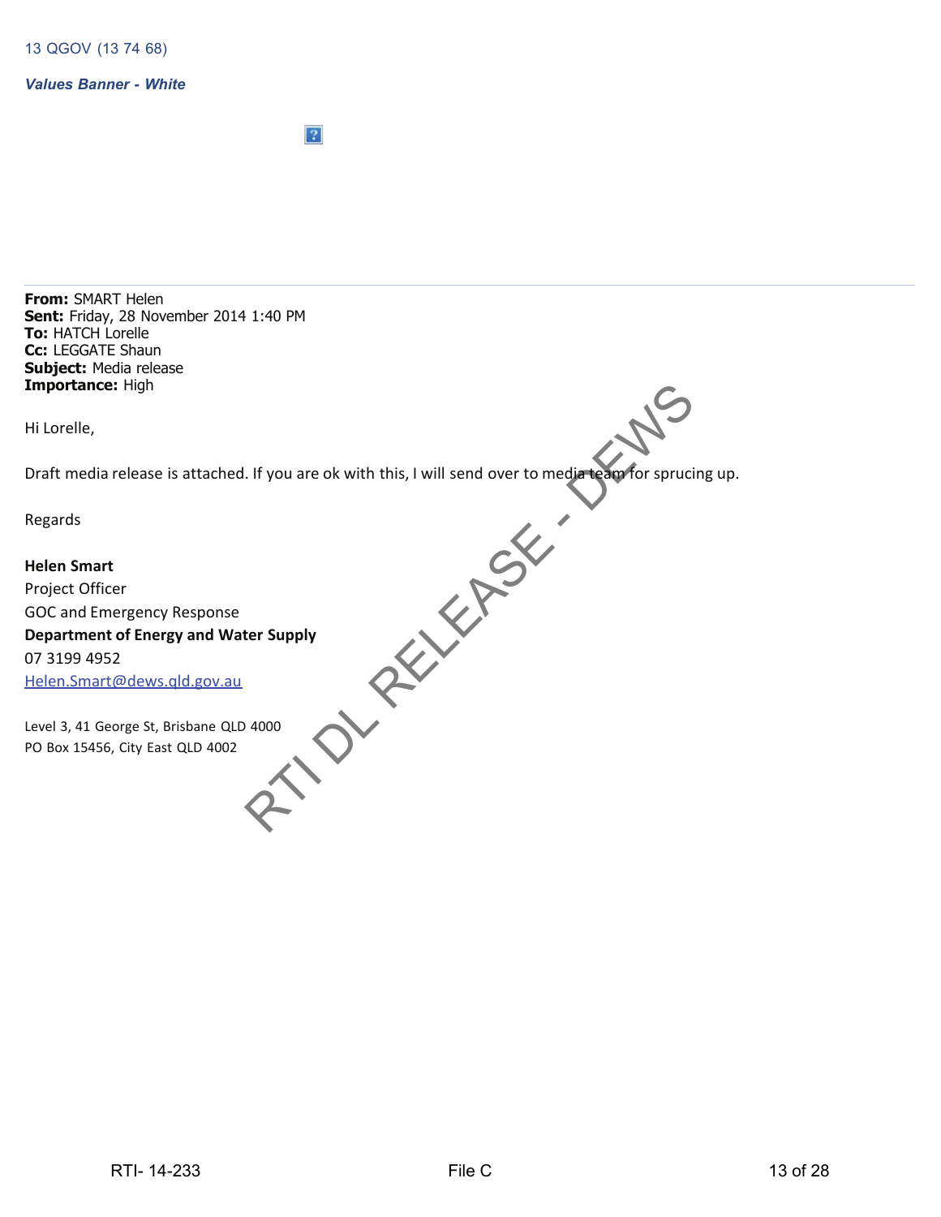13 QGOV (13 74 68)

***Values Banner - White***

---

**From:** SMART Helen
**Sent:** Friday, 28 November 2014 1:40 PM
**To:** HATCH Lorelle
**Cc:** LEGGATE Shaun
**Subject:** Media release
**Importance:** High

Hi Lorelle,

Draft media release is attached. If you are ok with this, I will send over to media team for sprucing up.

Regards

**Helen Smart**
Project Officer
GOC and Emergency Response
**Department of Energy and Water Supply**
07 3199 4952
Helen.Smart@dews.qld.gov.au

Level 3, 41 George St, Brisbane QLD 4000
PO Box 15456, City East QLD 4002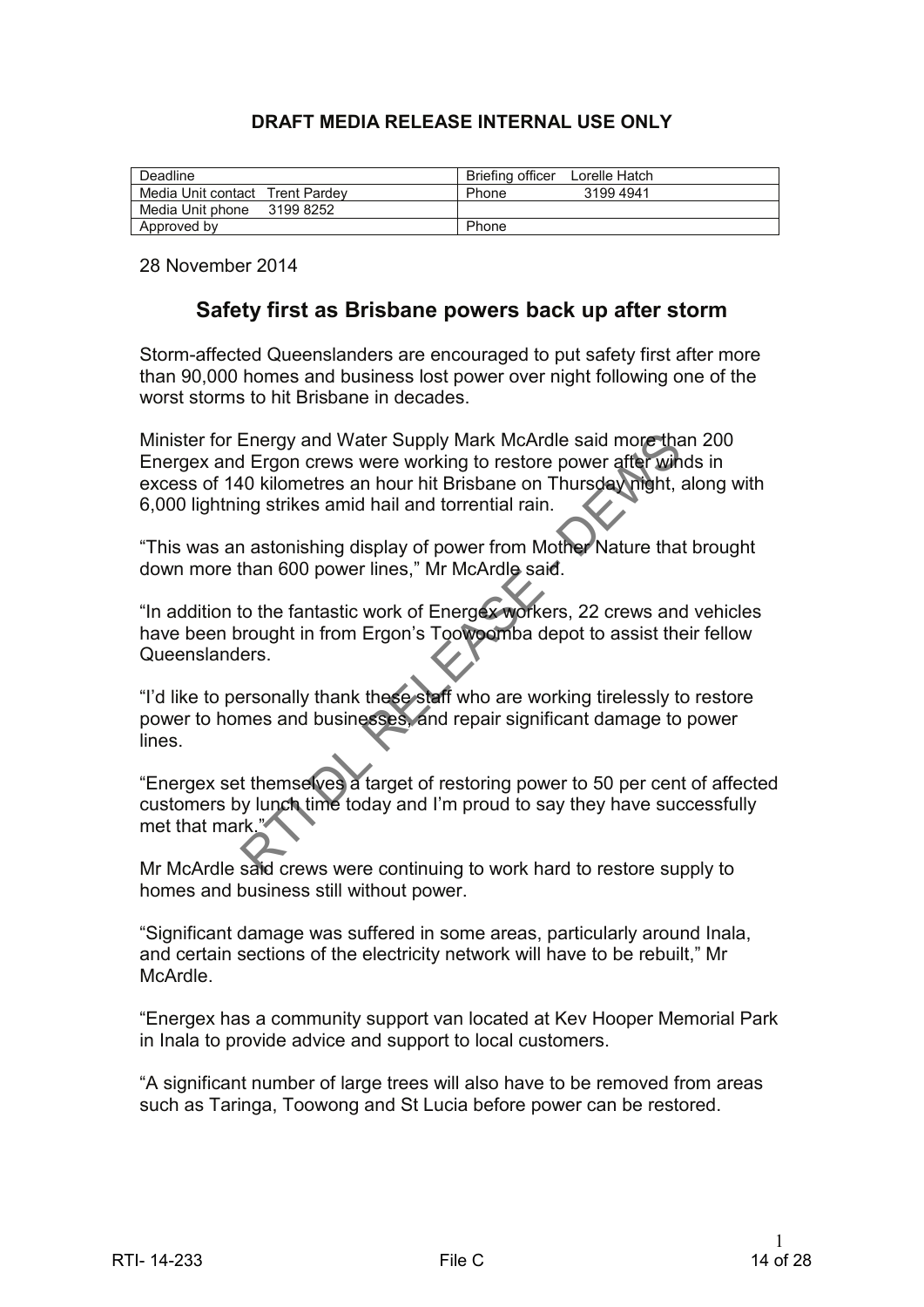**DRAFT MEDIA RELEASE INTERNAL USE ONLY**

| Deadline | Briefing officer Lorelle Hatch |
|---|---|
| Media Unit contact Trent Pardey | Phone 3199 4941 |
| Media Unit phone 3199 8252 | |
| Approved by | Phone |

28 November 2014

## Safety first as Brisbane powers back up after storm

Storm-affected Queenslanders are encouraged to put safety first after more than 90,000 homes and business lost power over night following one of the worst storms to hit Brisbane in decades.

Minister for Energy and Water Supply Mark McArdle said more than 200 Energex and Ergon crews were working to restore power after winds in excess of 140 kilometres an hour hit Brisbane on Thursday night, along with 6,000 lightning strikes amid hail and torrential rain.

"This was an astonishing display of power from Mother Nature that brought down more than 600 power lines," Mr McArdle said.

"In addition to the fantastic work of Energex workers, 22 crews and vehicles have been brought in from Ergon's Toowoomba depot to assist their fellow Queenslanders.

"I'd like to personally thank these staff who are working tirelessly to restore power to homes and businesses, and repair significant damage to power lines.

"Energex set themselves a target of restoring power to 50 per cent of affected customers by lunch time today and I'm proud to say they have successfully met that mark."

Mr McArdle said crews were continuing to work hard to restore supply to homes and business still without power.

"Significant damage was suffered in some areas, particularly around Inala, and certain sections of the electricity network will have to be rebuilt," Mr McArdle.

"Energex has a community support van located at Kev Hooper Memorial Park in Inala to provide advice and support to local customers.

"A significant number of large trees will also have to be removed from areas such as Taringa, Toowong and St Lucia before power can be restored.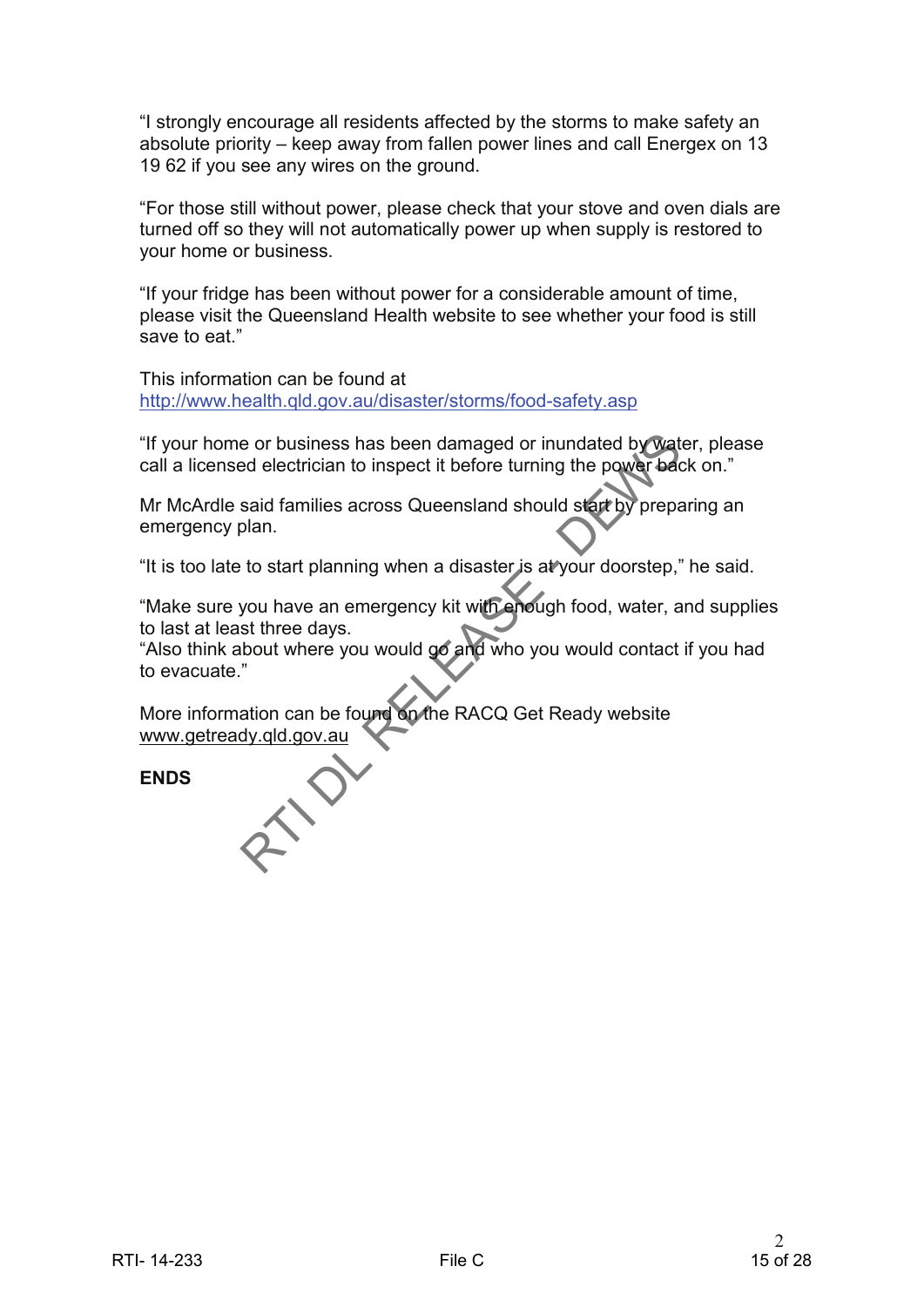"I strongly encourage all residents affected by the storms to make safety an absolute priority – keep away from fallen power lines and call Energex on 13 19 62 if you see any wires on the ground.

"For those still without power, please check that your stove and oven dials are turned off so they will not automatically power up when supply is restored to your home or business.

"If your fridge has been without power for a considerable amount of time, please visit the Queensland Health website to see whether your food is still save to eat."

This information can be found at http://www.health.qld.gov.au/disaster/storms/food-safety.asp

"If your home or business has been damaged or inundated by water, please call a licensed electrician to inspect it before turning the power back on."

Mr McArdle said families across Queensland should start by preparing an emergency plan.

"It is too late to start planning when a disaster is at your doorstep," he said.

"Make sure you have an emergency kit with enough food, water, and supplies to last at least three days.
"Also think about where you would go and who you would contact if you had to evacuate."

More information can be found on the RACQ Get Ready website www.getready.qld.gov.au

**ENDS**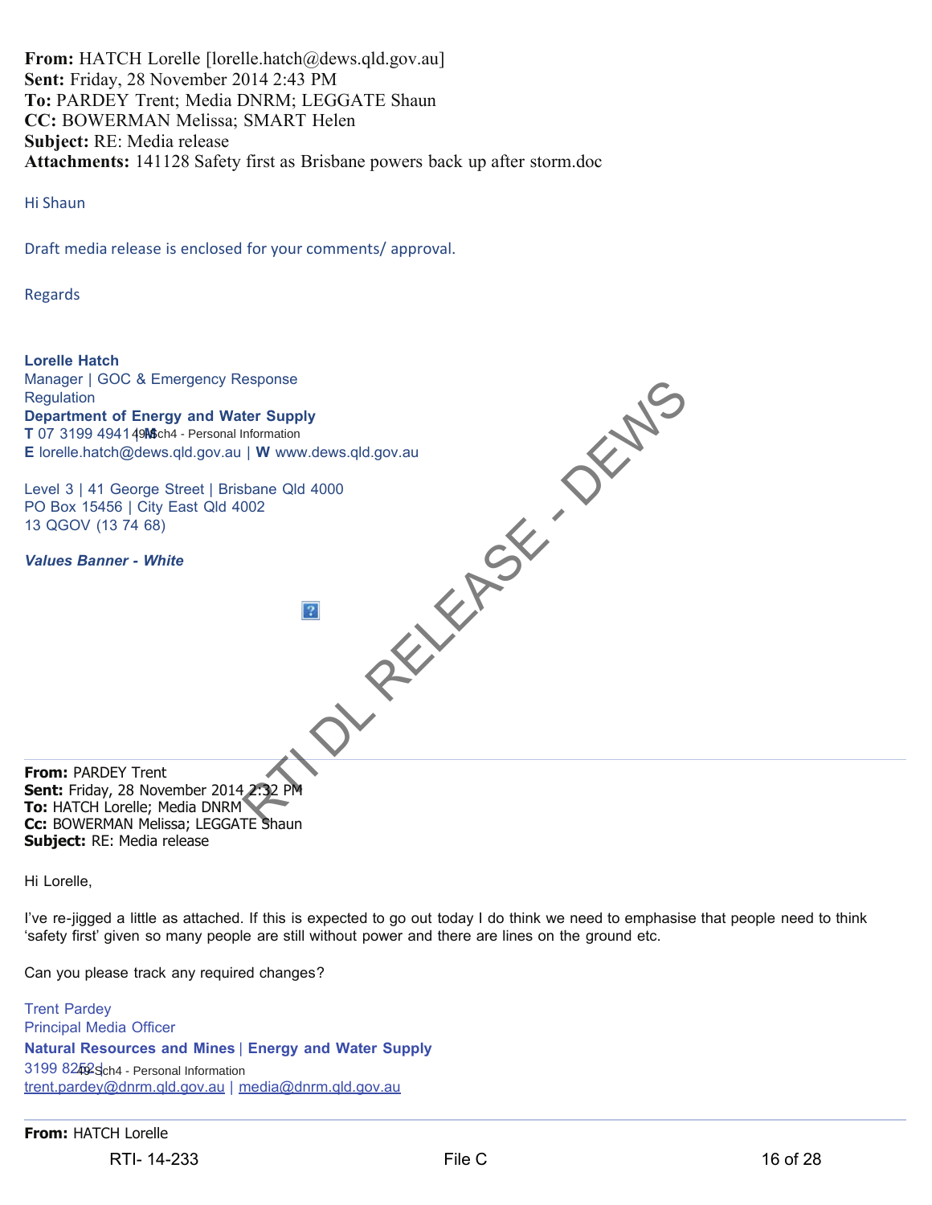**From:** HATCH Lorelle [lorelle.hatch@dews.qld.gov.au]
**Sent:** Friday, 28 November 2014 2:43 PM
**To:** PARDEY Trent; Media DNRM; LEGGATE Shaun
**CC:** BOWERMAN Melissa; SMART Helen
**Subject:** RE: Media release
**Attachments:** 141128 Safety first as Brisbane powers back up after storm.doc

Hi Shaun

Draft media release is enclosed for your comments/ approval.

Regards

**Lorelle Hatch**
Manager | GOC & Emergency Response
Regulation
**Department of Energy and Water Supply**
**T** 07 3199 4941 | **M** 49-Sch4 - Personal Information
**E** lorelle.hatch@dews.qld.gov.au | **W** www.dews.qld.gov.au

Level 3 | 41 George Street | Brisbane Qld 4000
PO Box 15456 | City East Qld 4002
13 QGOV (13 74 68)

***Values Banner - White***

RTI DL RELEASE - DEWS

---

**From:** PARDEY Trent
**Sent:** Friday, 28 November 2014 2:32 PM
**To:** HATCH Lorelle; Media DNRM
**Cc:** BOWERMAN Melissa; LEGGATE Shaun
**Subject:** RE: Media release

Hi Lorelle,

I've re-jigged a little as attached. If this is expected to go out today I do think we need to emphasise that people need to think 'safety first' given so many people are still without power and there are lines on the ground etc.

Can you please track any required changes?

Trent Pardey
Principal Media Officer
**Natural Resources and Mines** | **Energy and Water Supply**
3199 8252 | 49-Sch4 - Personal Information
trent.pardey@dnrm.qld.gov.au | media@dnrm.qld.gov.au

---

**From:** HATCH Lorelle

RTI- 14-233 File C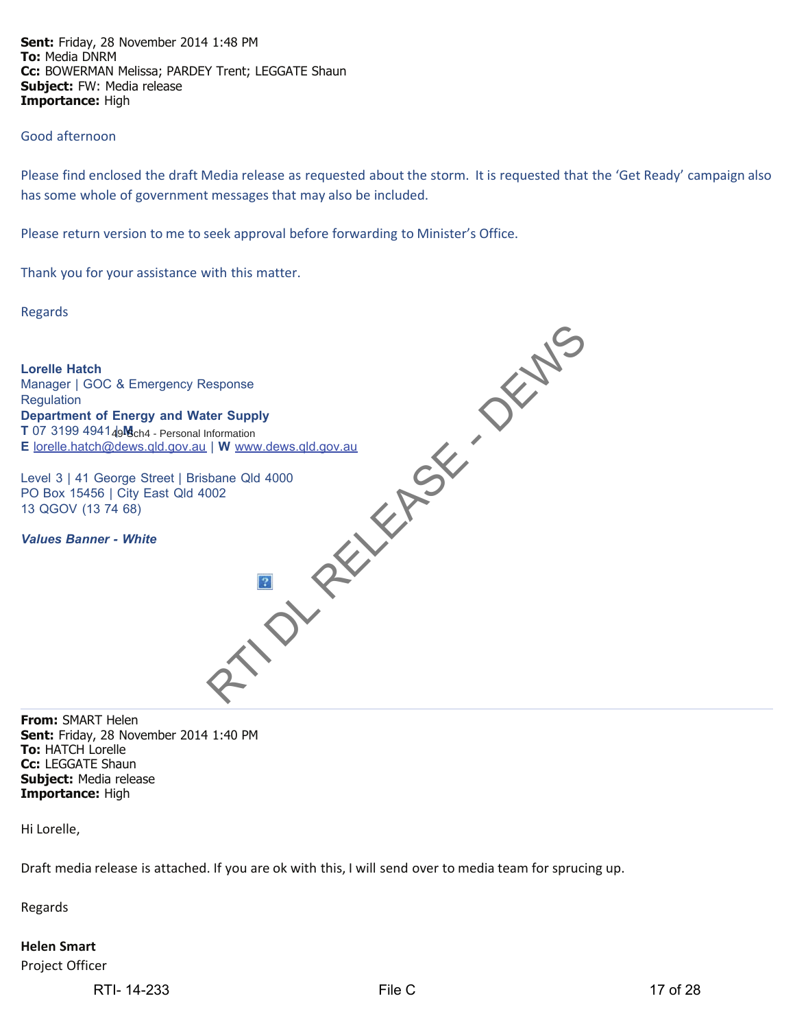**Sent:** Friday, 28 November 2014 1:48 PM
**To:** Media DNRM
**Cc:** BOWERMAN Melissa; PARDEY Trent; LEGGATE Shaun
**Subject:** FW: Media release
**Importance:** High

Good afternoon

Please find enclosed the draft Media release as requested about the storm. It is requested that the 'Get Ready' campaign also has some whole of government messages that may also be included.

Please return version to me to seek approval before forwarding to Minister's Office.

Thank you for your assistance with this matter.

Regards

**Lorelle Hatch**
Manager | GOC & Emergency Response
Regulation
**Department of Energy and Water Supply**
**T** 07 3199 4941 | **M** 49 Sch4 - Personal Information
**E** lorelle.hatch@dews.qld.gov.au | **W** www.dews.qld.gov.au

Level 3 | 41 George Street | Brisbane Qld 4000
PO Box 15456 | City East Qld 4002
13 QGOV (13 74 68)

***Values Banner - White***

RTI DL RELEASE - DEWS

---

**From:** SMART Helen
**Sent:** Friday, 28 November 2014 1:40 PM
**To:** HATCH Lorelle
**Cc:** LEGGATE Shaun
**Subject:** Media release
**Importance:** High

Hi Lorelle,

Draft media release is attached. If you are ok with this, I will send over to media team for sprucing up.

Regards

**Helen Smart**
Project Officer

RTI- 14-233 File C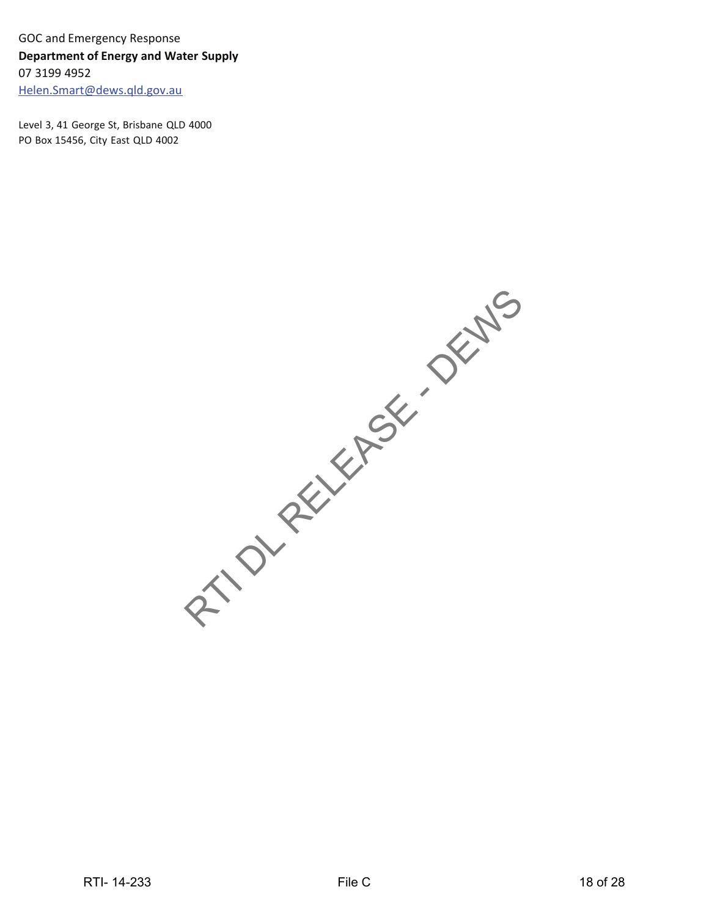GOC and Emergency Response
**Department of Energy and Water Supply**
07 3199 4952
Helen.Smart@dews.qld.gov.au

Level 3, 41 George St, Brisbane QLD 4000
PO Box 15456, City East QLD 4002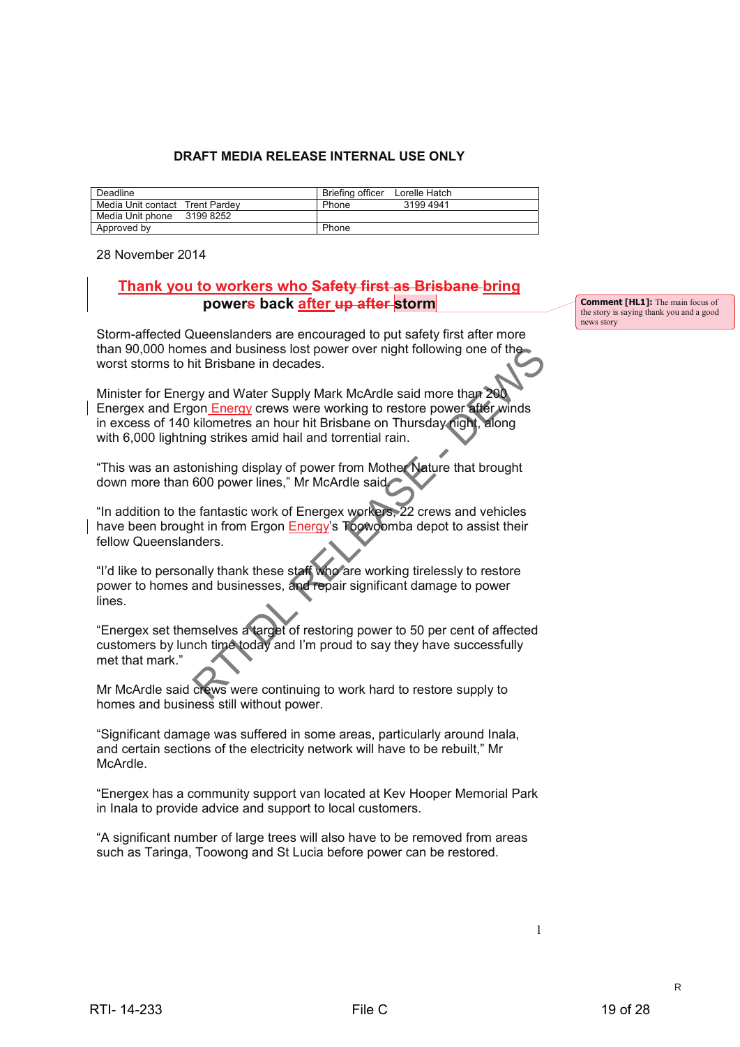**DRAFT MEDIA RELEASE INTERNAL USE ONLY**

| Deadline | Briefing officer Lorelle Hatch |
|---|---|
| Media Unit contact Trent Pardey | Phone 3199 4941 |
| Media Unit phone 3199 8252 | |
| Approved by | Phone |

28 November 2014

## Thank you to workers who ~~Safety first as Brisbane~~ bring powers back after ~~up after~~ storm

Comment [HL1]: The main focus of the story is saying thank you and a good news story

Storm-affected Queenslanders are encouraged to put safety first after more than 90,000 homes and business lost power over night following one of the worst storms to hit Brisbane in decades.

Minister for Energy and Water Supply Mark McArdle said more than 200 Energex and Ergon Energy crews were working to restore power after winds in excess of 140 kilometres an hour hit Brisbane on Thursday night, along with 6,000 lightning strikes amid hail and torrential rain.

"This was an astonishing display of power from Mother Nature that brought down more than 600 power lines," Mr McArdle said.

"In addition to the fantastic work of Energex workers, 22 crews and vehicles have been brought in from Ergon Energy's Toowoomba depot to assist their fellow Queenslanders.

"I'd like to personally thank these staff who are working tirelessly to restore power to homes and businesses, and repair significant damage to power lines.

"Energex set themselves a target of restoring power to 50 per cent of affected customers by lunch time today and I'm proud to say they have successfully met that mark."

Mr McArdle said crews were continuing to work hard to restore supply to homes and business still without power.

"Significant damage was suffered in some areas, particularly around Inala, and certain sections of the electricity network will have to be rebuilt," Mr McArdle.

"Energex has a community support van located at Kev Hooper Memorial Park in Inala to provide advice and support to local customers.

"A significant number of large trees will also have to be removed from areas such as Taringa, Toowong and St Lucia before power can be restored.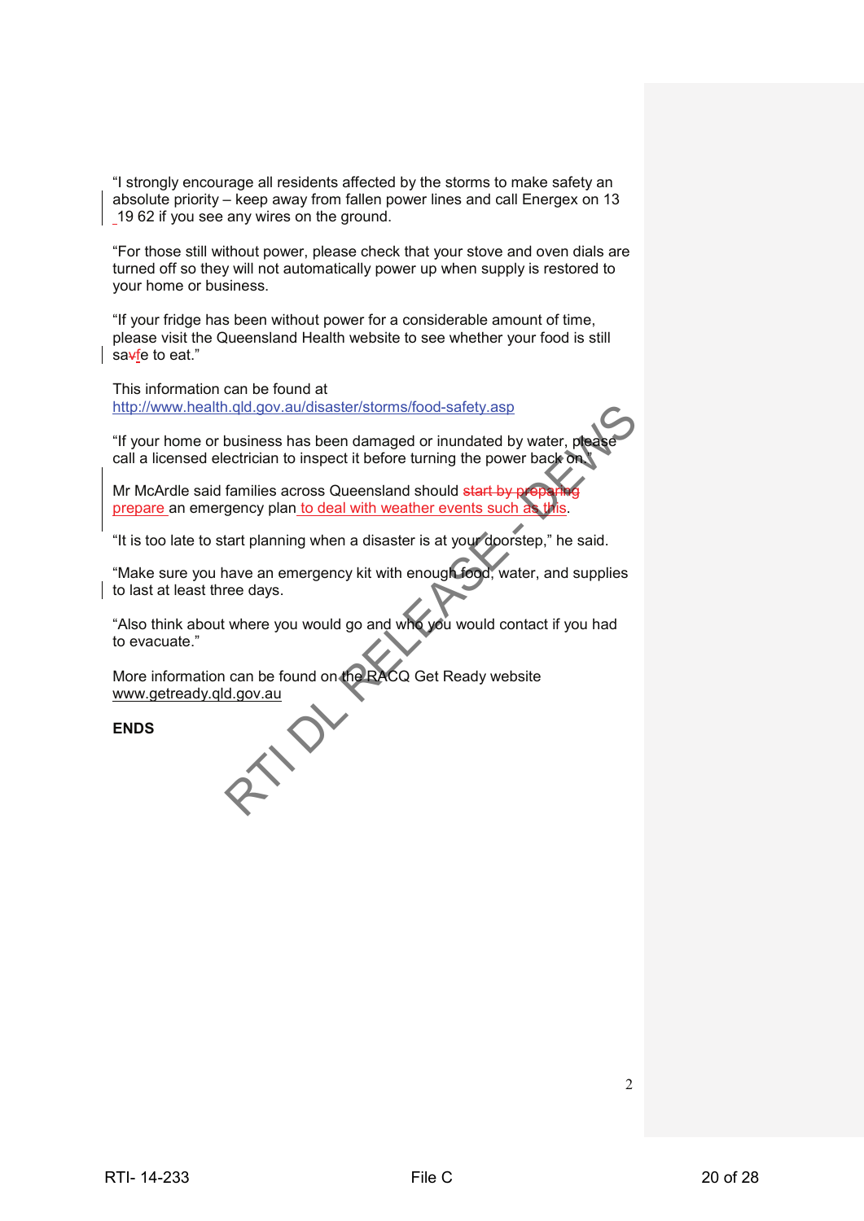"I strongly encourage all residents affected by the storms to make safety an absolute priority – keep away from fallen power lines and call Energex on 13 19 62 if you see any wires on the ground.

"For those still without power, please check that your stove and oven dials are turned off so they will not automatically power up when supply is restored to your home or business.

"If your fridge has been without power for a considerable amount of time, please visit the Queensland Health website to see whether your food is still safe to eat."

This information can be found at http://www.health.qld.gov.au/disaster/storms/food-safety.asp

"If your home or business has been damaged or inundated by water, please call a licensed electrician to inspect it before turning the power back on."

Mr McArdle said families across Queensland should ~~start by preparing~~ prepare an emergency plan to deal with weather events such as this.

"It is too late to start planning when a disaster is at your doorstep," he said.

"Make sure you have an emergency kit with enough food, water, and supplies to last at least three days.

"Also think about where you would go and who you would contact if you had to evacuate."

More information can be found on the RACQ Get Ready website www.getready.qld.gov.au

**ENDS**

RTI DL RELEASE - DEWS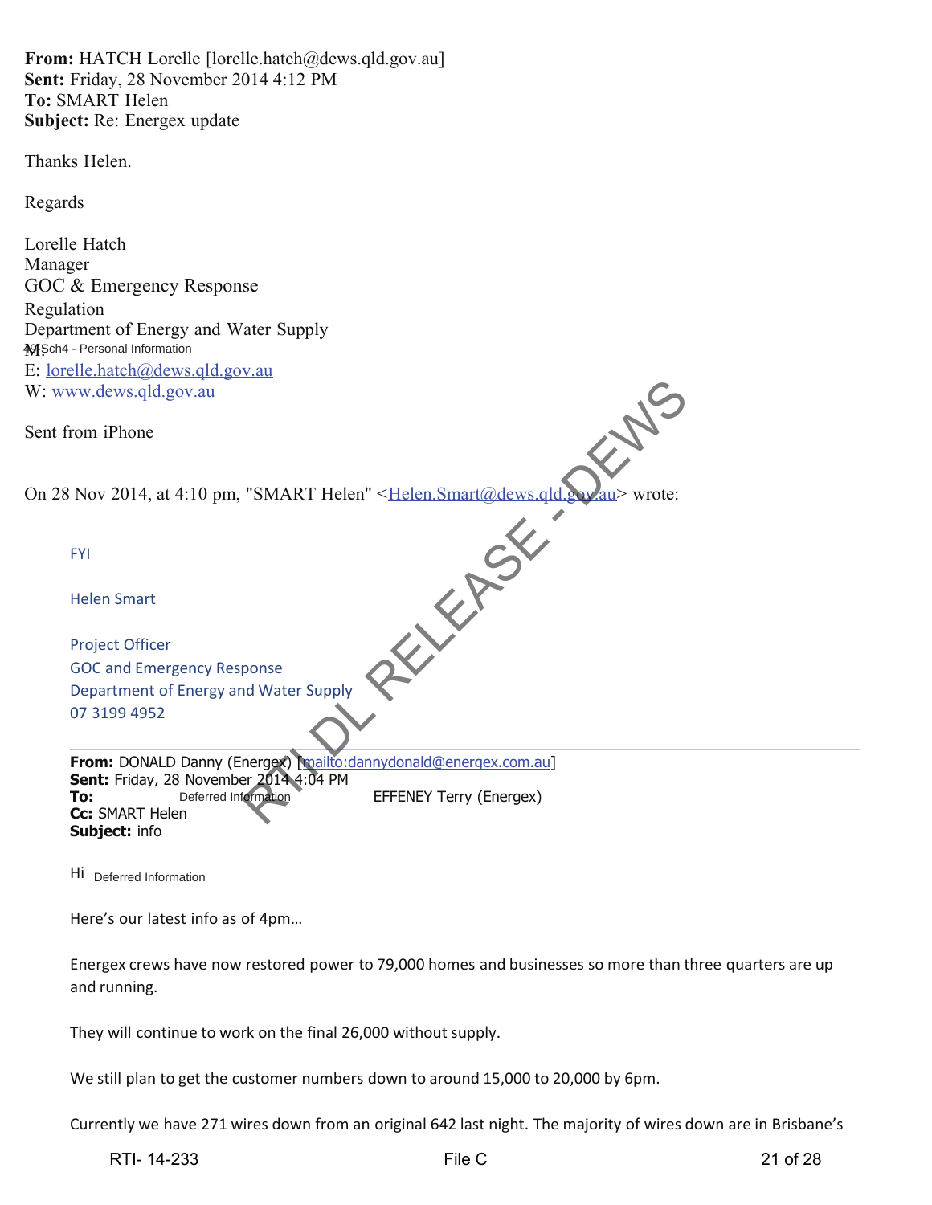**From:** HATCH Lorelle [lorelle.hatch@dews.qld.gov.au]
**Sent:** Friday, 28 November 2014 4:12 PM
**To:** SMART Helen
**Subject:** Re: Energex update

Thanks Helen.

Regards

Lorelle Hatch
Manager
GOC & Emergency Response
Regulation
Department of Energy and Water Supply
M: Sch4 - Personal Information
E: lorelle.hatch@dews.qld.gov.au
W: www.dews.qld.gov.au

Sent from iPhone

On 28 Nov 2014, at 4:10 pm, "SMART Helen" <Helen.Smart@dews.qld.gov.au> wrote:

> FYI
>
> Helen Smart
>
> Project Officer
> GOC and Emergency Response
> Department of Energy and Water Supply
> 07 3199 4952
>
> **From:** DONALD Danny (Energex) [mailto:dannydonald@energex.com.au]
> **Sent:** Friday, 28 November 2014 4:04 PM
> **To:** Deferred Information EFFENEY Terry (Energex)
> **Cc:** SMART Helen
> **Subject:** info
>
> Hi Deferred Information
>
> Here's our latest info as of 4pm…
>
> Energex crews have now restored power to 79,000 homes and businesses so more than three quarters are up and running.
>
> They will continue to work on the final 26,000 without supply.
>
> We still plan to get the customer numbers down to around 15,000 to 20,000 by 6pm.
>
> Currently we have 271 wires down from an original 642 last night. The majority of wires down are in Brisbane's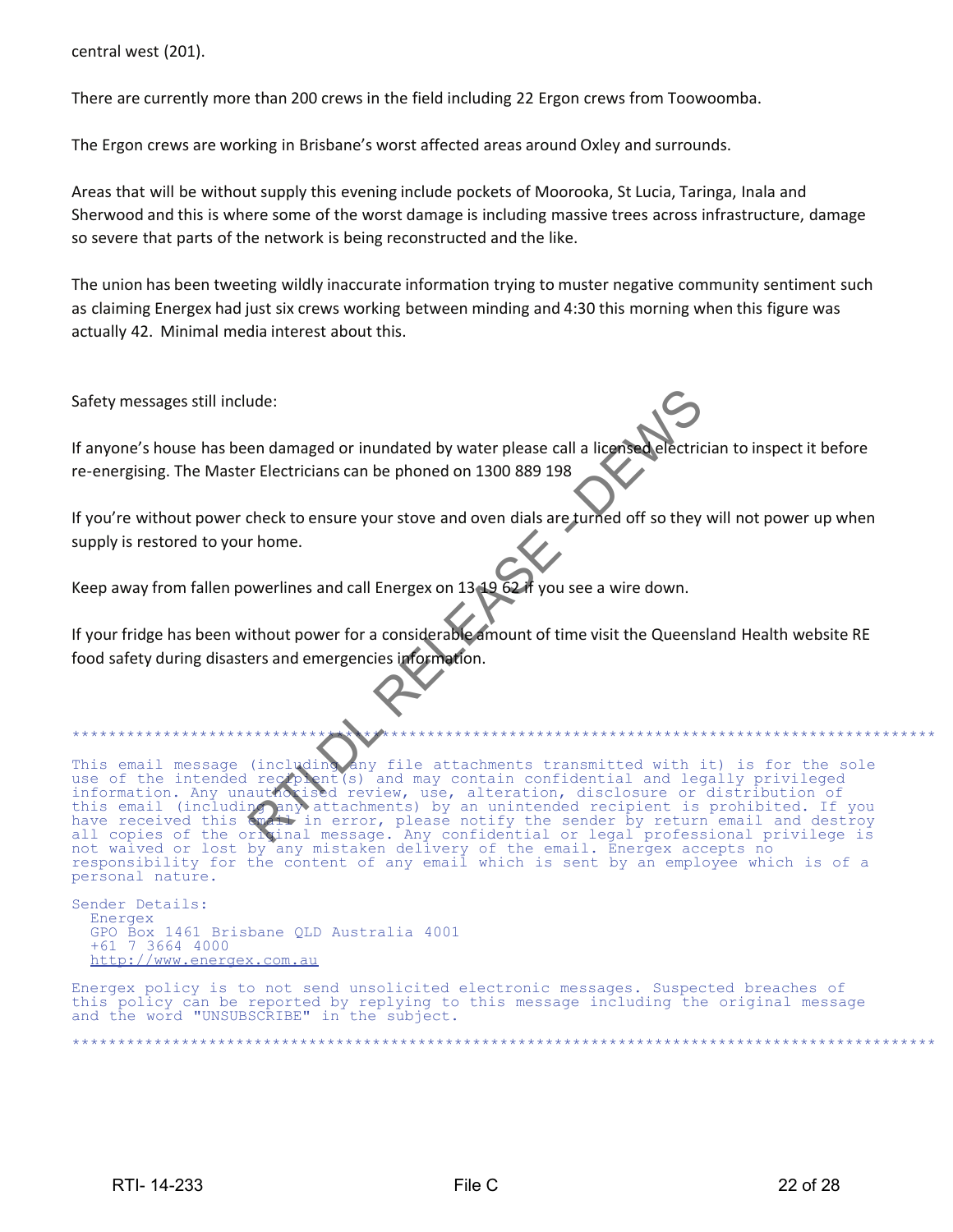central west (201).

There are currently more than 200 crews in the field including 22 Ergon crews from Toowoomba.

The Ergon crews are working in Brisbane's worst affected areas around Oxley and surrounds.

Areas that will be without supply this evening include pockets of Moorooka, St Lucia, Taringa, Inala and Sherwood and this is where some of the worst damage is including massive trees across infrastructure, damage so severe that parts of the network is being reconstructed and the like.

The union has been tweeting wildly inaccurate information trying to muster negative community sentiment such as claiming Energex had just six crews working between minding and 4:30 this morning when this figure was actually 42. Minimal media interest about this.

Safety messages still include:

If anyone's house has been damaged or inundated by water please call a licensed electrician to inspect it before re-energising. The Master Electricians can be phoned on 1300 889 198

If you're without power check to ensure your stove and oven dials are turned off so they will not power up when supply is restored to your home.

Keep away from fallen powerlines and call Energex on 13 19 62 if you see a wire down.

If your fridge has been without power for a considerable amount of time visit the Queensland Health website RE food safety during disasters and emergencies information.

```
**********************************************************************************************

This email message (including any file attachments transmitted with it) is for the sole
use of the intended recipient(s) and may contain confidential and legally privileged
information. Any unauthorised review, use, alteration, disclosure or distribution of
this email (including any attachments) by an unintended recipient is prohibited. If you
have received this email in error, please notify the sender by return email and destroy
all copies of the original message. Any confidential or legal professional privilege is
not waived or lost by any mistaken delivery of the email. Energex accepts no
responsibility for the content of any email which is sent by an employee which is of a
personal nature.

Sender Details:
  Energex
  GPO Box 1461 Brisbane QLD Australia 4001
  +61 7 3664 4000
  http://www.energex.com.au

Energex policy is to not send unsolicited electronic messages. Suspected breaches of
this policy can be reported by replying to this message including the original message
and the word "UNSUBSCRIBE" in the subject.

**********************************************************************************************
```

RTI- 14-233 File C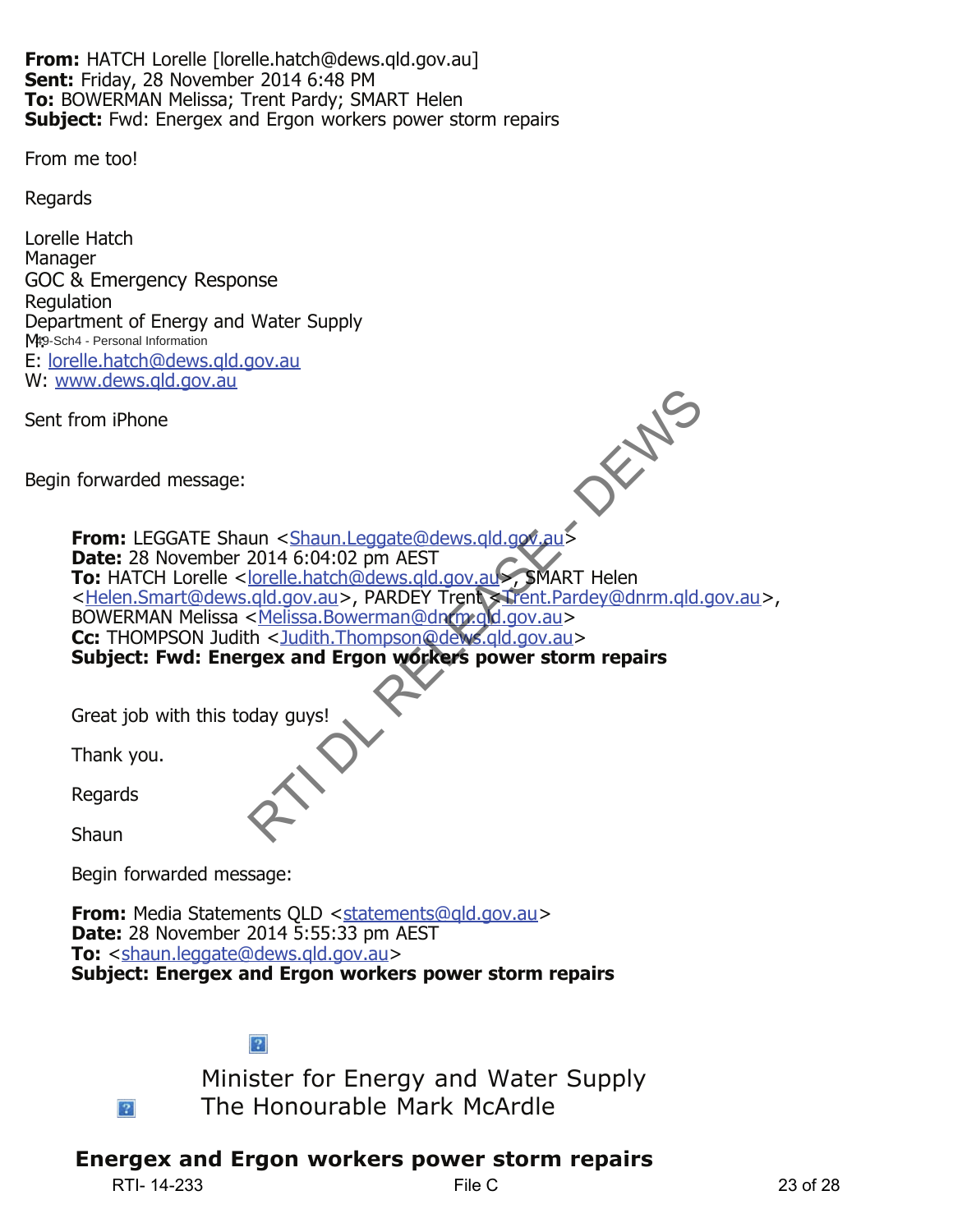**From:** HATCH Lorelle [lorelle.hatch@dews.qld.gov.au]
**Sent:** Friday, 28 November 2014 6:48 PM
**To:** BOWERMAN Melissa; Trent Pardy; SMART Helen
**Subject:** Fwd: Energex and Ergon workers power storm repairs

From me too!

Regards

Lorelle Hatch
Manager
GOC & Emergency Response
Regulation
Department of Energy and Water Supply
M: 49-Sch4 - Personal Information
E: lorelle.hatch@dews.qld.gov.au
W: www.dews.qld.gov.au

Sent from iPhone

Begin forwarded message:

> **From:** LEGGATE Shaun <Shaun.Leggate@dews.qld.gov.au>
> **Date:** 28 November 2014 6:04:02 pm AEST
> **To:** HATCH Lorelle <lorelle.hatch@dews.qld.gov.au>, SMART Helen <Helen.Smart@dews.qld.gov.au>, PARDEY Trent <Trent.Pardey@dnrm.qld.gov.au>, BOWERMAN Melissa <Melissa.Bowerman@dnrm.qld.gov.au>
> **Cc:** THOMPSON Judith <Judith.Thompson@dews.qld.gov.au>
> **Subject: Fwd: Energex and Ergon workers power storm repairs**
>
> Great job with this today guys!
>
> Thank you.
>
> Regards
>
> Shaun
>
> Begin forwarded message:
>
> **From:** Media Statements QLD <statements@qld.gov.au>
> **Date:** 28 November 2014 5:55:33 pm AEST
> **To:** <shaun.leggate@dews.qld.gov.au>
> **Subject: Energex and Ergon workers power storm repairs**
>
> Minister for Energy and Water Supply
> The Honourable Mark McArdle
>
> **Energex and Ergon workers power storm repairs**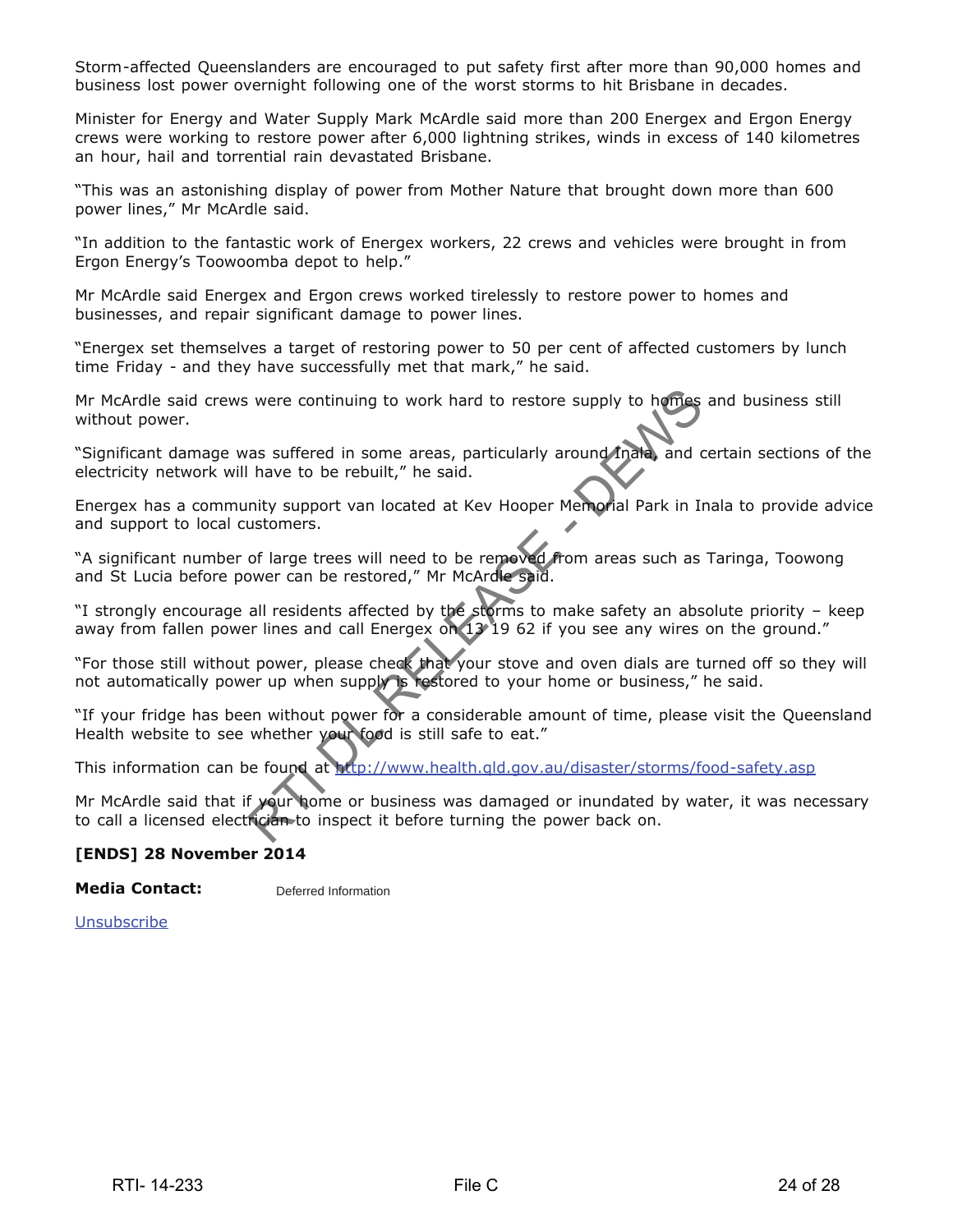Storm-affected Queenslanders are encouraged to put safety first after more than 90,000 homes and business lost power overnight following one of the worst storms to hit Brisbane in decades.

Minister for Energy and Water Supply Mark McArdle said more than 200 Energex and Ergon Energy crews were working to restore power after 6,000 lightning strikes, winds in excess of 140 kilometres an hour, hail and torrential rain devastated Brisbane.

"This was an astonishing display of power from Mother Nature that brought down more than 600 power lines," Mr McArdle said.

"In addition to the fantastic work of Energex workers, 22 crews and vehicles were brought in from Ergon Energy's Toowoomba depot to help."

Mr McArdle said Energex and Ergon crews worked tirelessly to restore power to homes and businesses, and repair significant damage to power lines.

"Energex set themselves a target of restoring power to 50 per cent of affected customers by lunch time Friday - and they have successfully met that mark," he said.

Mr McArdle said crews were continuing to work hard to restore supply to homes and business still without power.

"Significant damage was suffered in some areas, particularly around Inala, and certain sections of the electricity network will have to be rebuilt," he said.

Energex has a community support van located at Kev Hooper Memorial Park in Inala to provide advice and support to local customers.

"A significant number of large trees will need to be removed from areas such as Taringa, Toowong and St Lucia before power can be restored," Mr McArdle said.

"I strongly encourage all residents affected by the storms to make safety an absolute priority – keep away from fallen power lines and call Energex on 13 19 62 if you see any wires on the ground."

"For those still without power, please check that your stove and oven dials are turned off so they will not automatically power up when supply is restored to your home or business," he said.

"If your fridge has been without power for a considerable amount of time, please visit the Queensland Health website to see whether your food is still safe to eat."

This information can be found at http://www.health.qld.gov.au/disaster/storms/food-safety.asp

Mr McArdle said that if your home or business was damaged or inundated by water, it was necessary to call a licensed electrician to inspect it before turning the power back on.

**[ENDS] 28 November 2014**

**Media Contact:** Deferred Information

Unsubscribe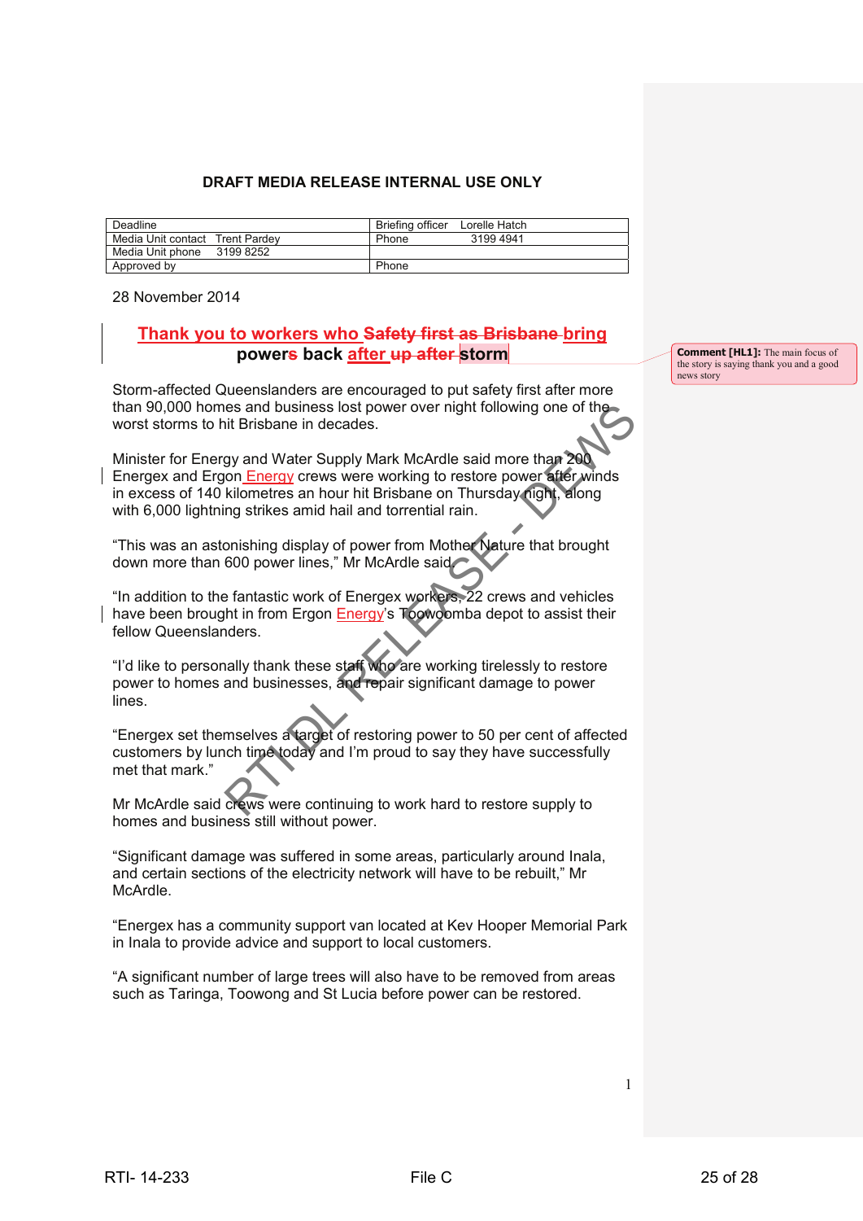**DRAFT MEDIA RELEASE INTERNAL USE ONLY**

| Deadline | Briefing officer Lorelle Hatch |
|---|---|
| Media Unit contact Trent Pardey | Phone 3199 4941 |
| Media Unit phone 3199 8252 | |
| Approved by | Phone |

28 November 2014

## Thank you to workers who ~~Safety first as Brisbane~~ bring powers back after ~~up after~~ storm

Comment [HL1]: The main focus of the story is saying thank you and a good news story

Storm-affected Queenslanders are encouraged to put safety first after more than 90,000 homes and business lost power over night following one of the worst storms to hit Brisbane in decades.

Minister for Energy and Water Supply Mark McArdle said more than 200 Energex and Ergon Energy crews were working to restore power after winds in excess of 140 kilometres an hour hit Brisbane on Thursday night, along with 6,000 lightning strikes amid hail and torrential rain.

"This was an astonishing display of power from Mother Nature that brought down more than 600 power lines," Mr McArdle said.

"In addition to the fantastic work of Energex workers, 22 crews and vehicles have been brought in from Ergon Energy's Toowoomba depot to assist their fellow Queenslanders.

"I'd like to personally thank these staff who are working tirelessly to restore power to homes and businesses, and repair significant damage to power lines.

"Energex set themselves a target of restoring power to 50 per cent of affected customers by lunch time today and I'm proud to say they have successfully met that mark."

Mr McArdle said crews were continuing to work hard to restore supply to homes and business still without power.

"Significant damage was suffered in some areas, particularly around Inala, and certain sections of the electricity network will have to be rebuilt," Mr McArdle.

"Energex has a community support van located at Kev Hooper Memorial Park in Inala to provide advice and support to local customers.

"A significant number of large trees will also have to be removed from areas such as Taringa, Toowong and St Lucia before power can be restored.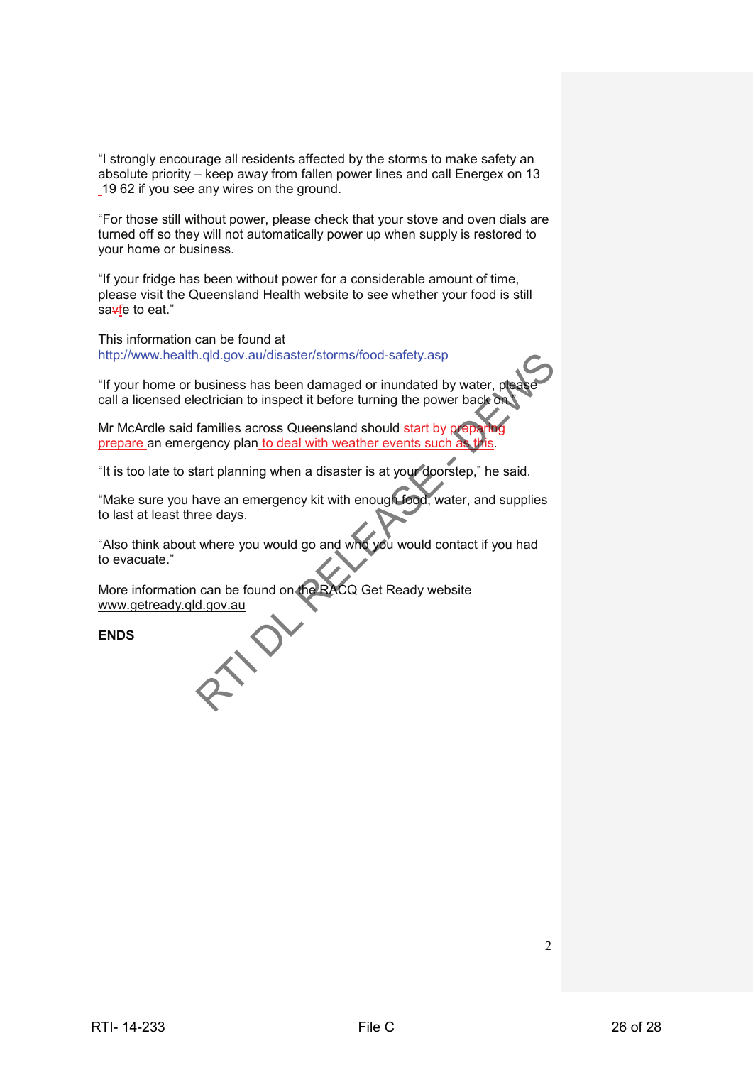"I strongly encourage all residents affected by the storms to make safety an absolute priority – keep away from fallen power lines and call Energex on 13 19 62 if you see any wires on the ground.

"For those still without power, please check that your stove and oven dials are turned off so they will not automatically power up when supply is restored to your home or business.

"If your fridge has been without power for a considerable amount of time, please visit the Queensland Health website to see whether your food is still safe to eat."

This information can be found at http://www.health.qld.gov.au/disaster/storms/food-safety.asp

"If your home or business has been damaged or inundated by water, please call a licensed electrician to inspect it before turning the power back on."

Mr McArdle said families across Queensland should ~~start by preparing~~ prepare an emergency plan to deal with weather events such as this.

"It is too late to start planning when a disaster is at your doorstep," he said.

"Make sure you have an emergency kit with enough food, water, and supplies to last at least three days.

"Also think about where you would go and who you would contact if you had to evacuate."

More information can be found on the RACQ Get Ready website www.getready.qld.gov.au

**ENDS**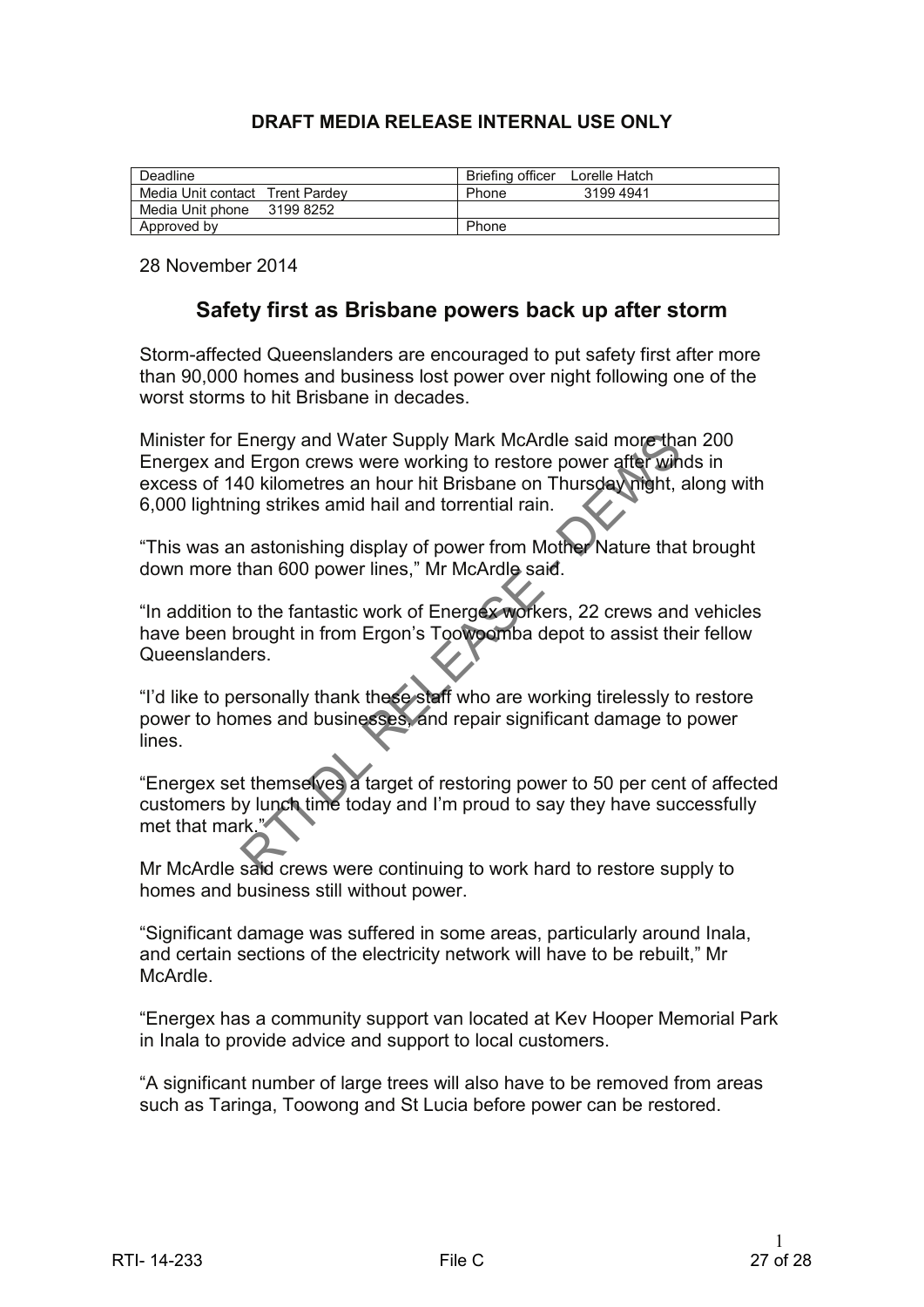**DRAFT MEDIA RELEASE INTERNAL USE ONLY**

| Deadline | Briefing officer Lorelle Hatch |
|---|---|
| Media Unit contact Trent Pardey | Phone 3199 4941 |
| Media Unit phone 3199 8252 | |
| Approved by | Phone |

28 November 2014

## Safety first as Brisbane powers back up after storm

Storm-affected Queenslanders are encouraged to put safety first after more than 90,000 homes and business lost power over night following one of the worst storms to hit Brisbane in decades.

Minister for Energy and Water Supply Mark McArdle said more than 200 Energex and Ergon crews were working to restore power after winds in excess of 140 kilometres an hour hit Brisbane on Thursday night, along with 6,000 lightning strikes amid hail and torrential rain.

"This was an astonishing display of power from Mother Nature that brought down more than 600 power lines," Mr McArdle said.

"In addition to the fantastic work of Energex workers, 22 crews and vehicles have been brought in from Ergon's Toowoomba depot to assist their fellow Queenslanders.

"I'd like to personally thank these staff who are working tirelessly to restore power to homes and businesses, and repair significant damage to power lines.

"Energex set themselves a target of restoring power to 50 per cent of affected customers by lunch time today and I'm proud to say they have successfully met that mark."

Mr McArdle said crews were continuing to work hard to restore supply to homes and business still without power.

"Significant damage was suffered in some areas, particularly around Inala, and certain sections of the electricity network will have to be rebuilt," Mr McArdle.

"Energex has a community support van located at Kev Hooper Memorial Park in Inala to provide advice and support to local customers.

"A significant number of large trees will also have to be removed from areas such as Taringa, Toowong and St Lucia before power can be restored.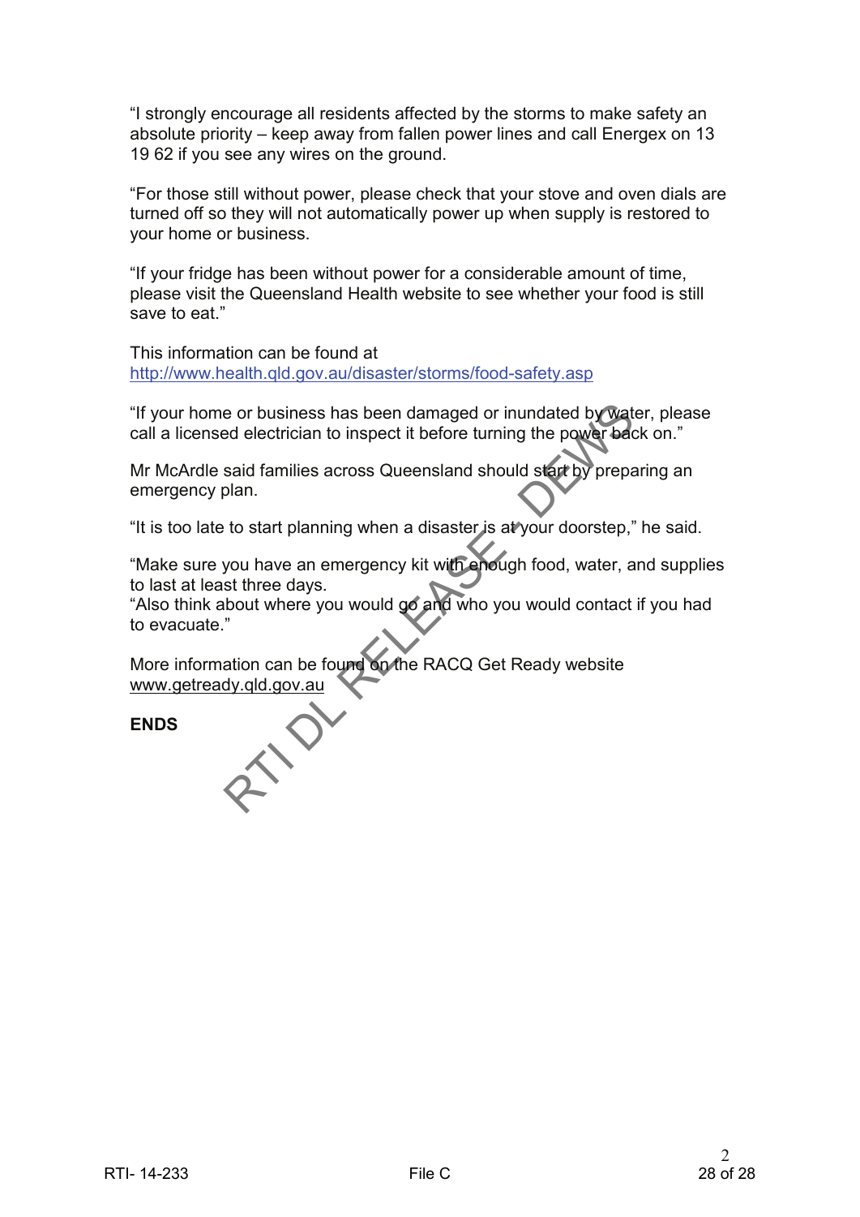"I strongly encourage all residents affected by the storms to make safety an absolute priority – keep away from fallen power lines and call Energex on 13 19 62 if you see any wires on the ground.

"For those still without power, please check that your stove and oven dials are turned off so they will not automatically power up when supply is restored to your home or business.

"If your fridge has been without power for a considerable amount of time, please visit the Queensland Health website to see whether your food is still save to eat."

This information can be found at http://www.health.qld.gov.au/disaster/storms/food-safety.asp

"If your home or business has been damaged or inundated by water, please call a licensed electrician to inspect it before turning the power back on."

Mr McArdle said families across Queensland should start by preparing an emergency plan.

"It is too late to start planning when a disaster is at your doorstep," he said.

"Make sure you have an emergency kit with enough food, water, and supplies to last at least three days.
"Also think about where you would go and who you would contact if you had to evacuate."

More information can be found on the RACQ Get Ready website www.getready.qld.gov.au

**ENDS**

RTI DL RELEASE - DEWS

RTI- 14-233 File C